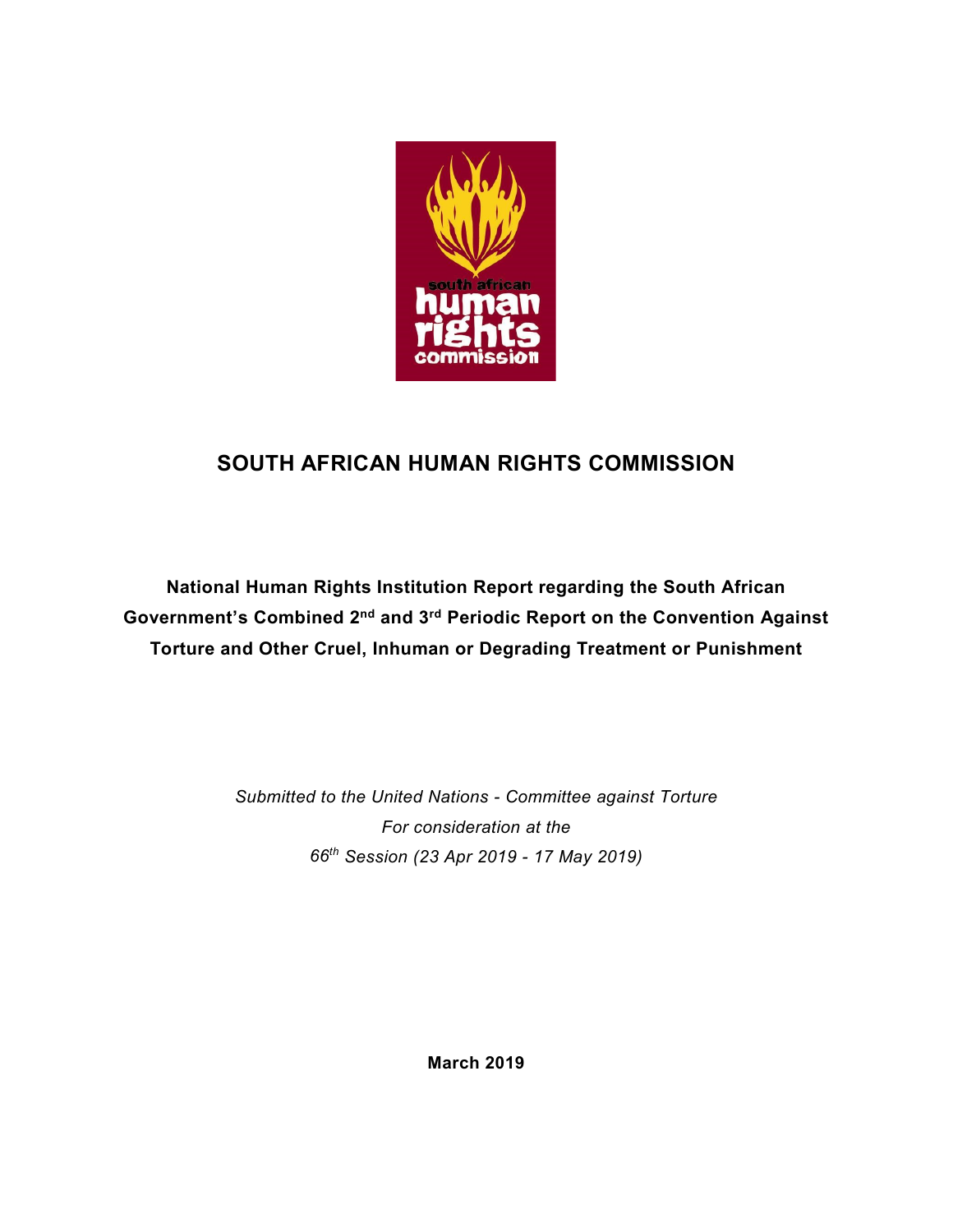# SOUTH AFRICAN HUMAN RIGHTS COMMISSION

**National Human Rights Institution Report regarding the South African Government's Combined 2nd and 3rd Periodic Report on the Convention Against Torture and Other Cruel, Inhuman or Degrading Treatment or Punishment**

*Submitted to the United Nations - Committee against Torture*
*For consideration at the*
*66th Session (23 Apr 2019 - 17 May 2019)*

**March 2019**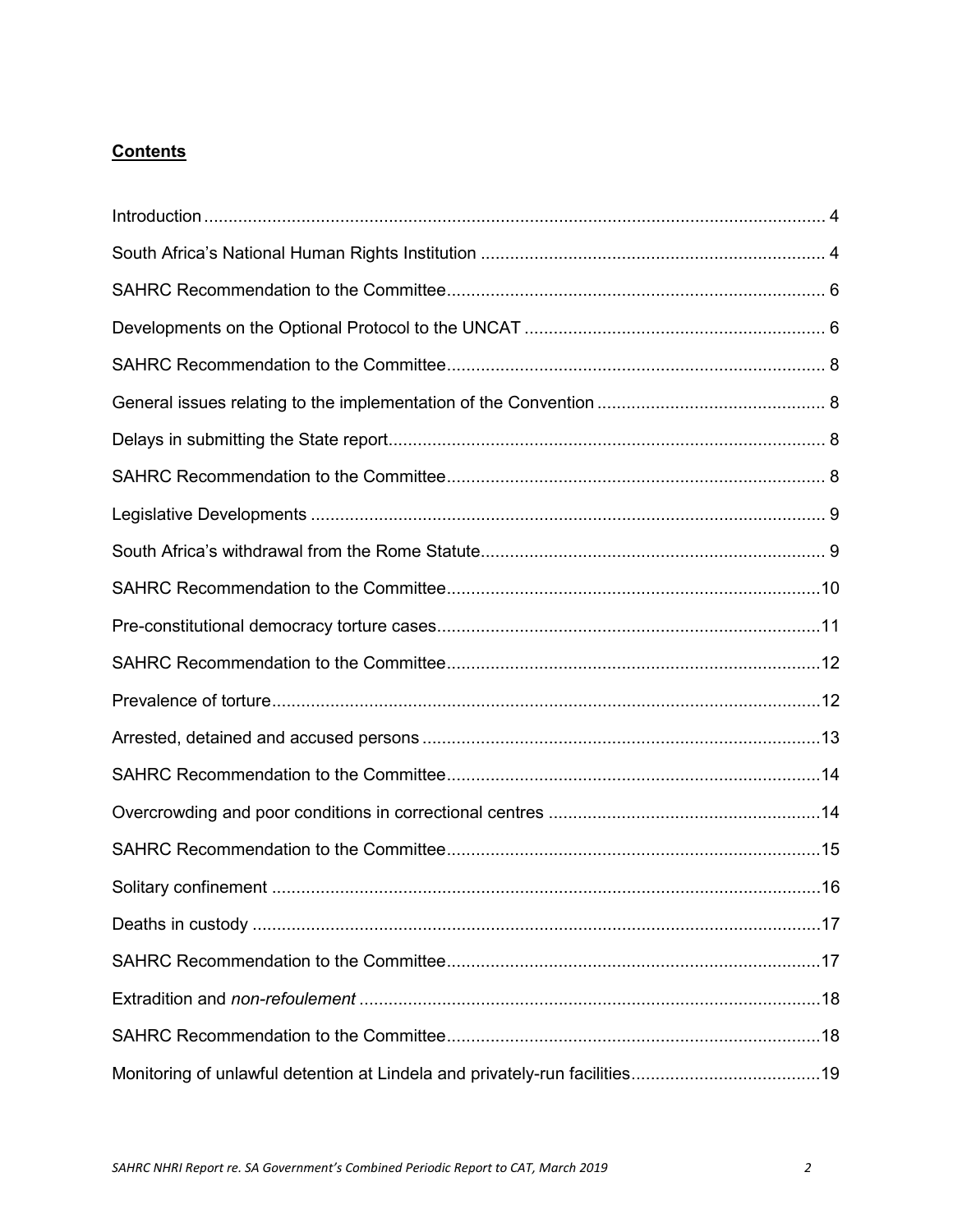**Contents**

Introduction ............................................................................................................................. 4
South Africa's National Human Rights Institution ...................................................................... 4
SAHRC Recommendation to the Committee............................................................................. 6
Developments on the Optional Protocol to the UNCAT ............................................................. 6
SAHRC Recommendation to the Committee............................................................................. 8
General issues relating to the implementation of the Convention .............................................. 8
Delays in submitting the State report......................................................................................... 8
SAHRC Recommendation to the Committee............................................................................. 8
Legislative Developments ......................................................................................................... 9
South Africa's withdrawal from the Rome Statute...................................................................... 9
SAHRC Recommendation to the Committee............................................................................10
Pre-constitutional democracy torture cases..............................................................................11
SAHRC Recommendation to the Committee............................................................................12
Prevalence of torture................................................................................................................12
Arrested, detained and accused persons .................................................................................13
SAHRC Recommendation to the Committee............................................................................14
Overcrowding and poor conditions in correctional centres .......................................................14
SAHRC Recommendation to the Committee............................................................................15
Solitary confinement ................................................................................................................16
Deaths in custody ....................................................................................................................17
SAHRC Recommendation to the Committee............................................................................17
Extradition and *non-refoulement* ..............................................................................................18
SAHRC Recommendation to the Committee............................................................................18
Monitoring of unlawful detention at Lindela and privately-run facilities......................................19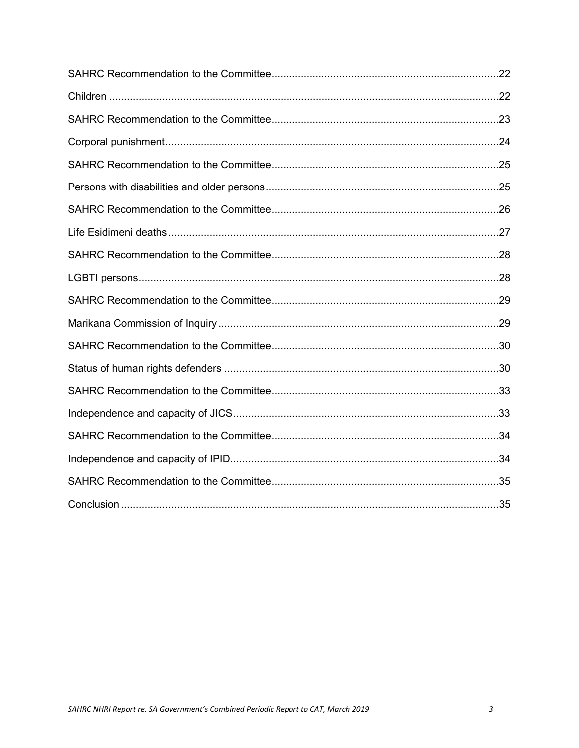SAHRC Recommendation to the Committee............................................................................22

Children ....................................................................................................................................22

SAHRC Recommendation to the Committee............................................................................23

Corporal punishment................................................................................................................24

SAHRC Recommendation to the Committee............................................................................25

Persons with disabilities and older persons..............................................................................25

SAHRC Recommendation to the Committee............................................................................26

Life Esidimeni deaths................................................................................................................27

SAHRC Recommendation to the Committee............................................................................28

LGBTI persons..........................................................................................................................28

SAHRC Recommendation to the Committee............................................................................29

Marikana Commission of Inquiry..............................................................................................29

SAHRC Recommendation to the Committee............................................................................30

Status of human rights defenders ............................................................................................30

SAHRC Recommendation to the Committee............................................................................33

Independence and capacity of JICS.........................................................................................33

SAHRC Recommendation to the Committee............................................................................34

Independence and capacity of IPID..........................................................................................34

SAHRC Recommendation to the Committee............................................................................35

Conclusion ................................................................................................................................35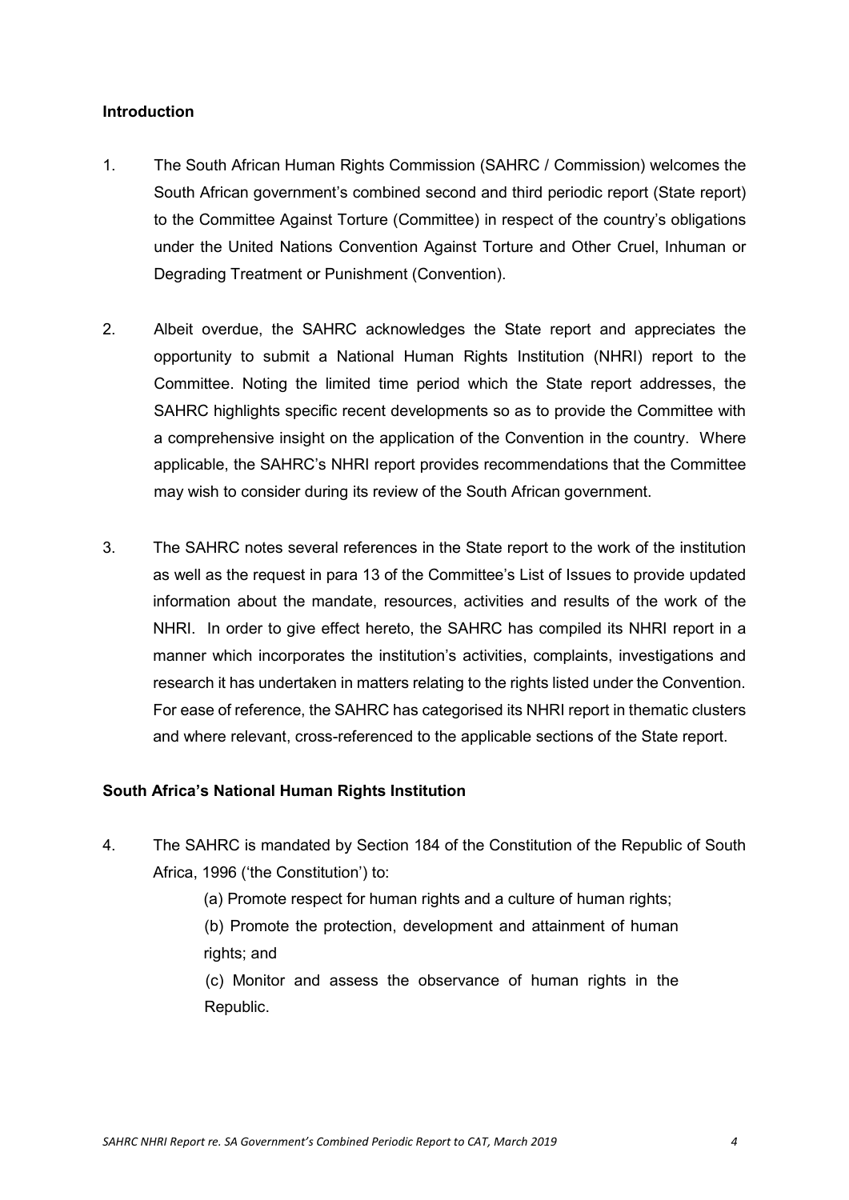## Introduction

1. The South African Human Rights Commission (SAHRC / Commission) welcomes the South African government's combined second and third periodic report (State report) to the Committee Against Torture (Committee) in respect of the country's obligations under the United Nations Convention Against Torture and Other Cruel, Inhuman or Degrading Treatment or Punishment (Convention).

2. Albeit overdue, the SAHRC acknowledges the State report and appreciates the opportunity to submit a National Human Rights Institution (NHRI) report to the Committee. Noting the limited time period which the State report addresses, the SAHRC highlights specific recent developments so as to provide the Committee with a comprehensive insight on the application of the Convention in the country. Where applicable, the SAHRC's NHRI report provides recommendations that the Committee may wish to consider during its review of the South African government.

3. The SAHRC notes several references in the State report to the work of the institution as well as the request in para 13 of the Committee's List of Issues to provide updated information about the mandate, resources, activities and results of the work of the NHRI. In order to give effect hereto, the SAHRC has compiled its NHRI report in a manner which incorporates the institution's activities, complaints, investigations and research it has undertaken in matters relating to the rights listed under the Convention. For ease of reference, the SAHRC has categorised its NHRI report in thematic clusters and where relevant, cross-referenced to the applicable sections of the State report.

## South Africa's National Human Rights Institution

4. The SAHRC is mandated by Section 184 of the Constitution of the Republic of South Africa, 1996 ('the Constitution') to:

   (a) Promote respect for human rights and a culture of human rights;

   (b) Promote the protection, development and attainment of human rights; and

   (c) Monitor and assess the observance of human rights in the Republic.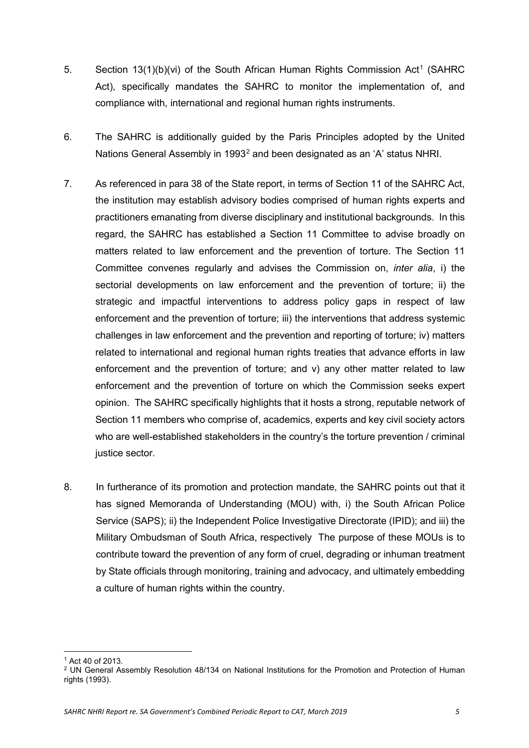5. Section 13(1)(b)(vi) of the South African Human Rights Commission Act[1] (SAHRC Act), specifically mandates the SAHRC to monitor the implementation of, and compliance with, international and regional human rights instruments.

6. The SAHRC is additionally guided by the Paris Principles adopted by the United Nations General Assembly in 1993[2] and been designated as an 'A' status NHRI.

7. As referenced in para 38 of the State report, in terms of Section 11 of the SAHRC Act, the institution may establish advisory bodies comprised of human rights experts and practitioners emanating from diverse disciplinary and institutional backgrounds. In this regard, the SAHRC has established a Section 11 Committee to advise broadly on matters related to law enforcement and the prevention of torture. The Section 11 Committee convenes regularly and advises the Commission on, *inter alia*, i) the sectorial developments on law enforcement and the prevention of torture; ii) the strategic and impactful interventions to address policy gaps in respect of law enforcement and the prevention of torture; iii) the interventions that address systemic challenges in law enforcement and the prevention and reporting of torture; iv) matters related to international and regional human rights treaties that advance efforts in law enforcement and the prevention of torture; and v) any other matter related to law enforcement and the prevention of torture on which the Commission seeks expert opinion. The SAHRC specifically highlights that it hosts a strong, reputable network of Section 11 members who comprise of, academics, experts and key civil society actors who are well-established stakeholders in the country's the torture prevention / criminal justice sector.

8. In furtherance of its promotion and protection mandate, the SAHRC points out that it has signed Memoranda of Understanding (MOU) with, i) the South African Police Service (SAPS); ii) the Independent Police Investigative Directorate (IPID); and iii) the Military Ombudsman of South Africa, respectively The purpose of these MOUs is to contribute toward the prevention of any form of cruel, degrading or inhuman treatment by State officials through monitoring, training and advocacy, and ultimately embedding a culture of human rights within the country.

---

[1] Act 40 of 2013.

[2] UN General Assembly Resolution 48/134 on National Institutions for the Promotion and Protection of Human rights (1993).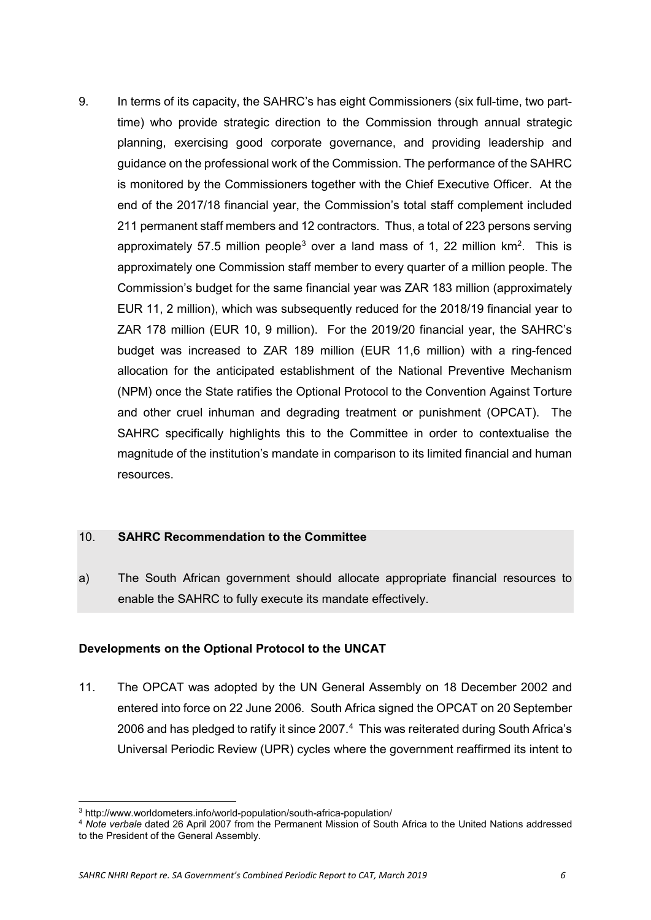9. In terms of its capacity, the SAHRC's has eight Commissioners (six full-time, two part-time) who provide strategic direction to the Commission through annual strategic planning, exercising good corporate governance, and providing leadership and guidance on the professional work of the Commission. The performance of the SAHRC is monitored by the Commissioners together with the Chief Executive Officer. At the end of the 2017/18 financial year, the Commission's total staff complement included 211 permanent staff members and 12 contractors. Thus, a total of 223 persons serving approximately 57.5 million people[3] over a land mass of 1, 22 million km$^2$. This is approximately one Commission staff member to every quarter of a million people. The Commission's budget for the same financial year was ZAR 183 million (approximately EUR 11, 2 million), which was subsequently reduced for the 2018/19 financial year to ZAR 178 million (EUR 10, 9 million). For the 2019/20 financial year, the SAHRC's budget was increased to ZAR 189 million (EUR 11,6 million) with a ring-fenced allocation for the anticipated establishment of the National Preventive Mechanism (NPM) once the State ratifies the Optional Protocol to the Convention Against Torture and other cruel inhuman and degrading treatment or punishment (OPCAT). The SAHRC specifically highlights this to the Committee in order to contextualise the magnitude of the institution's mandate in comparison to its limited financial and human resources.

10. **SAHRC Recommendation to the Committee**

a) The South African government should allocate appropriate financial resources to enable the SAHRC to fully execute its mandate effectively.

**Developments on the Optional Protocol to the UNCAT**

11. The OPCAT was adopted by the UN General Assembly on 18 December 2002 and entered into force on 22 June 2006. South Africa signed the OPCAT on 20 September 2006 and has pledged to ratify it since 2007.[4] This was reiterated during South Africa's Universal Periodic Review (UPR) cycles where the government reaffirmed its intent to

---

[3] http://www.worldometers.info/world-population/south-africa-population/

[4] *Note verbale* dated 26 April 2007 from the Permanent Mission of South Africa to the United Nations addressed to the President of the General Assembly.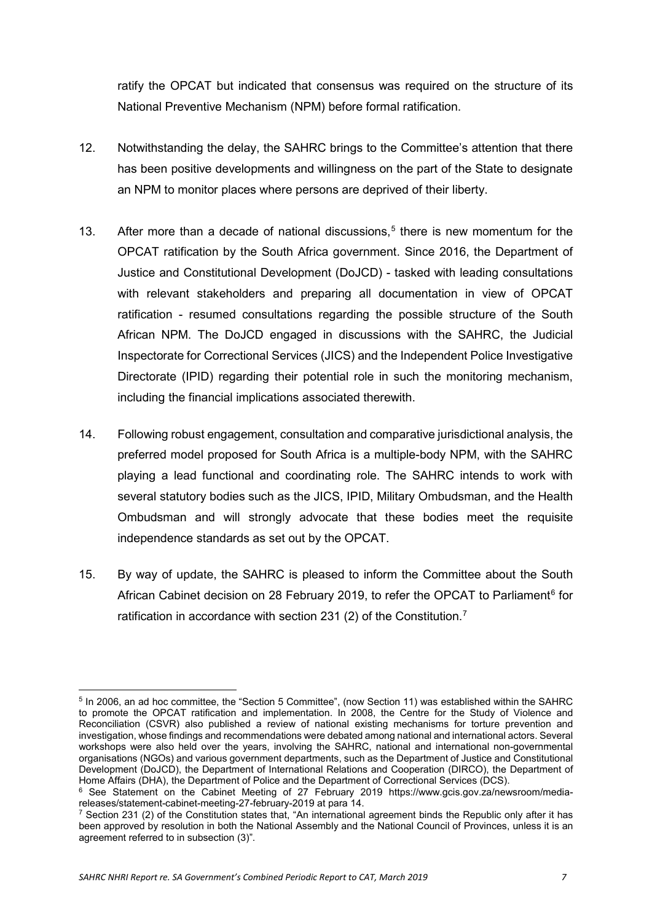ratify the OPCAT but indicated that consensus was required on the structure of its National Preventive Mechanism (NPM) before formal ratification.

12. Notwithstanding the delay, the SAHRC brings to the Committee's attention that there has been positive developments and willingness on the part of the State to designate an NPM to monitor places where persons are deprived of their liberty.

13. After more than a decade of national discussions,[5] there is new momentum for the OPCAT ratification by the South Africa government. Since 2016, the Department of Justice and Constitutional Development (DoJCD) - tasked with leading consultations with relevant stakeholders and preparing all documentation in view of OPCAT ratification - resumed consultations regarding the possible structure of the South African NPM. The DoJCD engaged in discussions with the SAHRC, the Judicial Inspectorate for Correctional Services (JICS) and the Independent Police Investigative Directorate (IPID) regarding their potential role in such the monitoring mechanism, including the financial implications associated therewith.

14. Following robust engagement, consultation and comparative jurisdictional analysis, the preferred model proposed for South Africa is a multiple-body NPM, with the SAHRC playing a lead functional and coordinating role. The SAHRC intends to work with several statutory bodies such as the JICS, IPID, Military Ombudsman, and the Health Ombudsman and will strongly advocate that these bodies meet the requisite independence standards as set out by the OPCAT.

15. By way of update, the SAHRC is pleased to inform the Committee about the South African Cabinet decision on 28 February 2019, to refer the OPCAT to Parliament[6] for ratification in accordance with section 231 (2) of the Constitution.[7]

---

[5] In 2006, an ad hoc committee, the "Section 5 Committee", (now Section 11) was established within the SAHRC to promote the OPCAT ratification and implementation. In 2008, the Centre for the Study of Violence and Reconciliation (CSVR) also published a review of national existing mechanisms for torture prevention and investigation, whose findings and recommendations were debated among national and international actors. Several workshops were also held over the years, involving the SAHRC, national and international non-governmental organisations (NGOs) and various government departments, such as the Department of Justice and Constitutional Development (DoJCD), the Department of International Relations and Cooperation (DIRCO), the Department of Home Affairs (DHA), the Department of Police and the Department of Correctional Services (DCS).

[6] See Statement on the Cabinet Meeting of 27 February 2019 https://www.gcis.gov.za/newsroom/media-releases/statement-cabinet-meeting-27-february-2019 at para 14.

[7] Section 231 (2) of the Constitution states that, "An international agreement binds the Republic only after it has been approved by resolution in both the National Assembly and the National Council of Provinces, unless it is an agreement referred to in subsection (3)".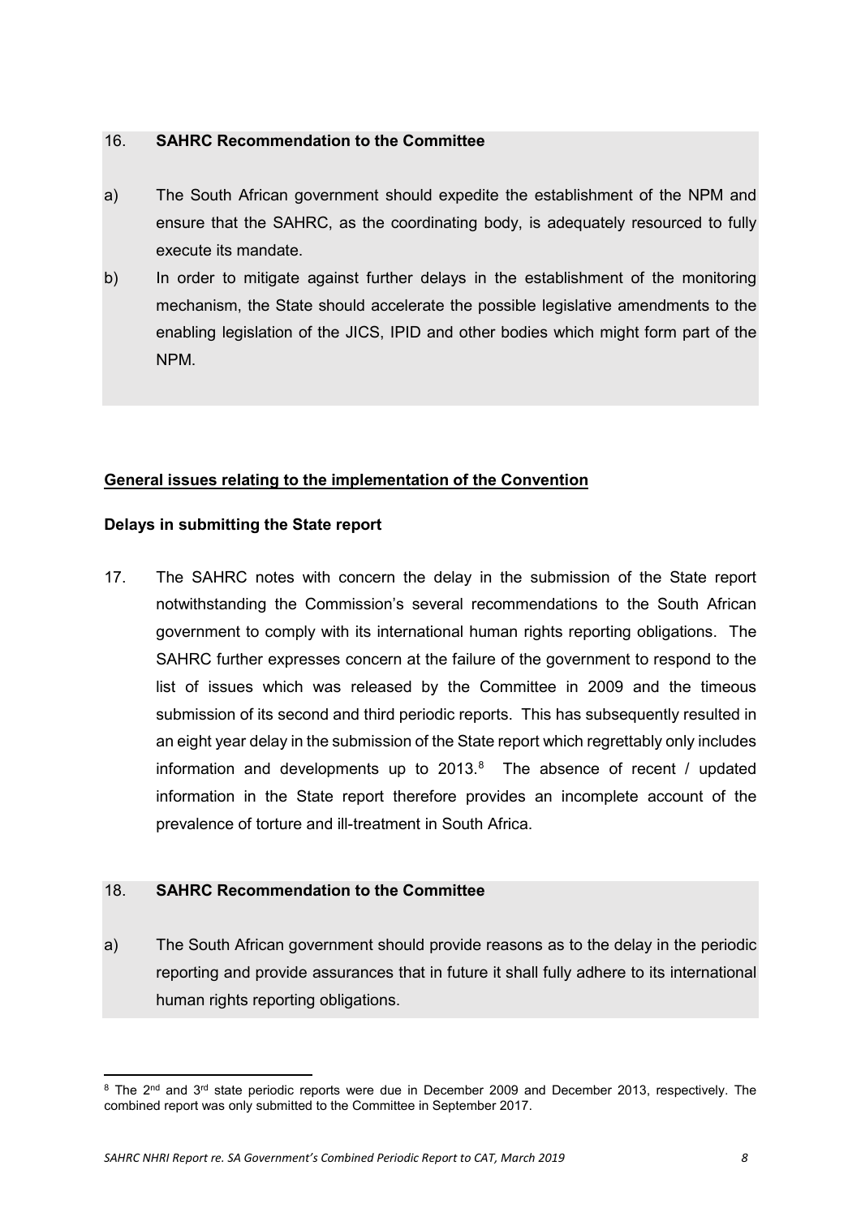16. **SAHRC Recommendation to the Committee**

a) The South African government should expedite the establishment of the NPM and ensure that the SAHRC, as the coordinating body, is adequately resourced to fully execute its mandate.

b) In order to mitigate against further delays in the establishment of the monitoring mechanism, the State should accelerate the possible legislative amendments to the enabling legislation of the JICS, IPID and other bodies which might form part of the NPM.

## General issues relating to the implementation of the Convention

### Delays in submitting the State report

17. The SAHRC notes with concern the delay in the submission of the State report notwithstanding the Commission's several recommendations to the South African government to comply with its international human rights reporting obligations. The SAHRC further expresses concern at the failure of the government to respond to the list of issues which was released by the Committee in 2009 and the timeous submission of its second and third periodic reports. This has subsequently resulted in an eight year delay in the submission of the State report which regrettably only includes information and developments up to 2013.[8] The absence of recent / updated information in the State report therefore provides an incomplete account of the prevalence of torture and ill-treatment in South Africa.

18. **SAHRC Recommendation to the Committee**

a) The South African government should provide reasons as to the delay in the periodic reporting and provide assurances that in future it shall fully adhere to its international human rights reporting obligations.

---

[8] The 2nd and 3rd state periodic reports were due in December 2009 and December 2013, respectively. The combined report was only submitted to the Committee in September 2017.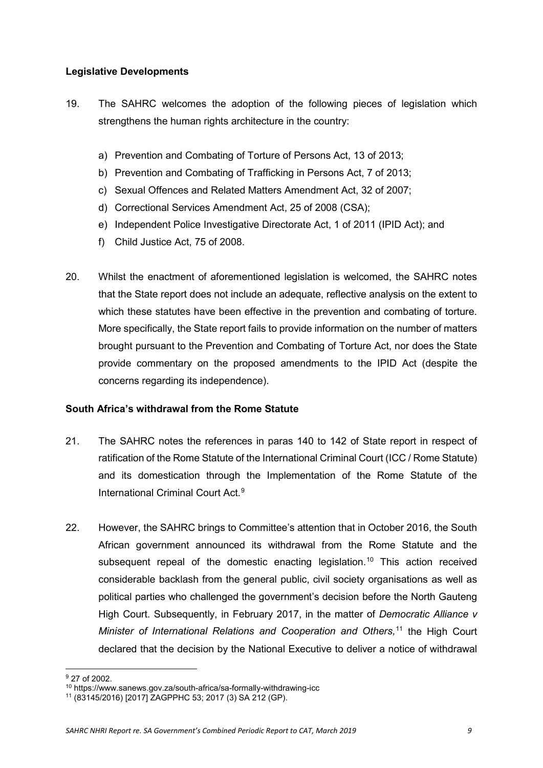**Legislative Developments**

19. The SAHRC welcomes the adoption of the following pieces of legislation which strengthens the human rights architecture in the country:

    a) Prevention and Combating of Torture of Persons Act, 13 of 2013;
    b) Prevention and Combating of Trafficking in Persons Act, 7 of 2013;
    c) Sexual Offences and Related Matters Amendment Act, 32 of 2007;
    d) Correctional Services Amendment Act, 25 of 2008 (CSA);
    e) Independent Police Investigative Directorate Act, 1 of 2011 (IPID Act); and
    f) Child Justice Act, 75 of 2008.

20. Whilst the enactment of aforementioned legislation is welcomed, the SAHRC notes that the State report does not include an adequate, reflective analysis on the extent to which these statutes have been effective in the prevention and combating of torture. More specifically, the State report fails to provide information on the number of matters brought pursuant to the Prevention and Combating of Torture Act, nor does the State provide commentary on the proposed amendments to the IPID Act (despite the concerns regarding its independence).

**South Africa's withdrawal from the Rome Statute**

21. The SAHRC notes the references in paras 140 to 142 of State report in respect of ratification of the Rome Statute of the International Criminal Court (ICC / Rome Statute) and its domestication through the Implementation of the Rome Statute of the International Criminal Court Act.[9]

22. However, the SAHRC brings to Committee's attention that in October 2016, the South African government announced its withdrawal from the Rome Statute and the subsequent repeal of the domestic enacting legislation.[10] This action received considerable backlash from the general public, civil society organisations as well as political parties who challenged the government's decision before the North Gauteng High Court. Subsequently, in February 2017, in the matter of *Democratic Alliance v Minister of International Relations and Cooperation and Others,*[11] the High Court declared that the decision by the National Executive to deliver a notice of withdrawal

---

[9] 27 of 2002.

[10] https://www.sanews.gov.za/south-africa/sa-formally-withdrawing-icc

[11] (83145/2016) [2017] ZAGPPHC 53; 2017 (3) SA 212 (GP).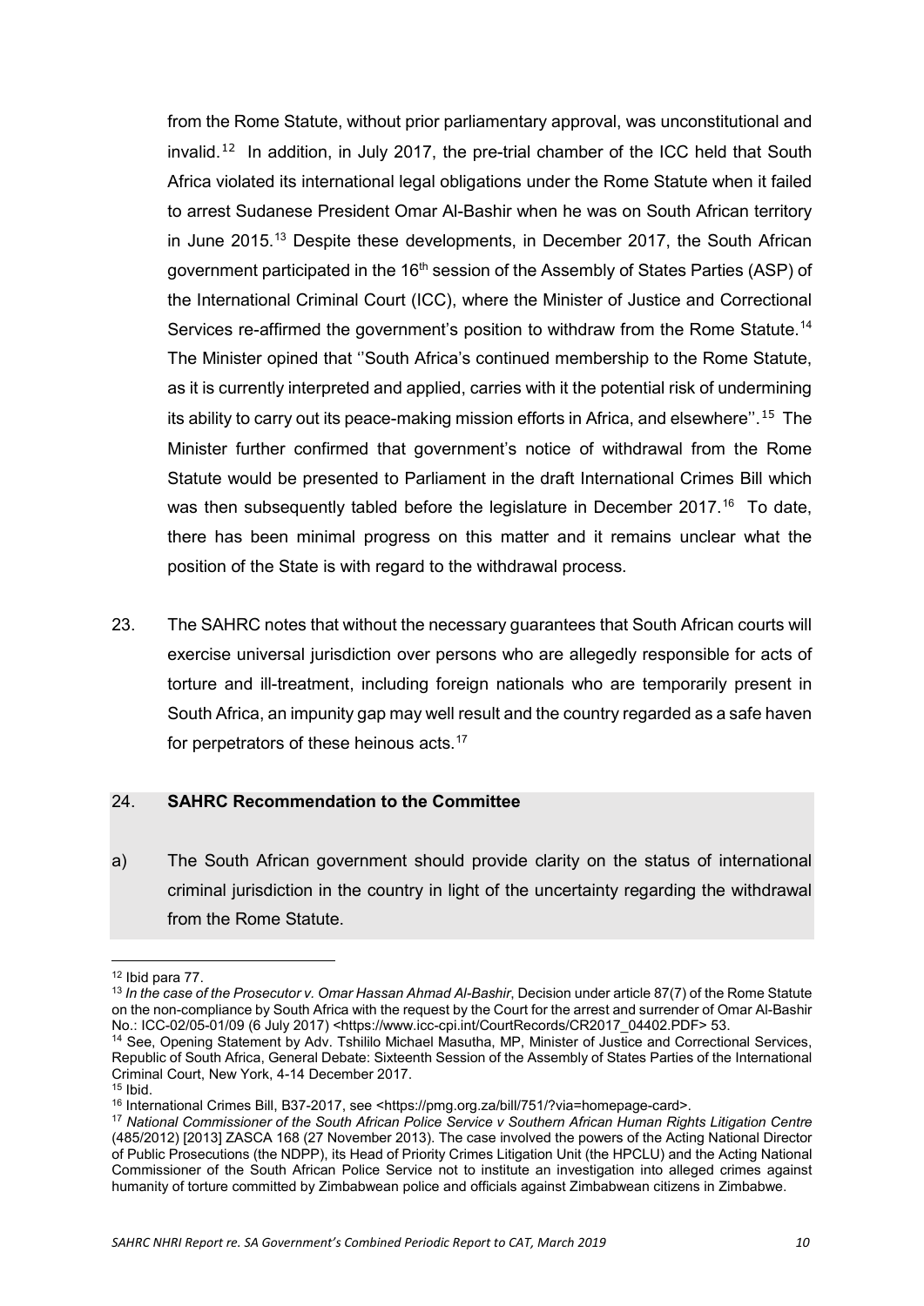from the Rome Statute, without prior parliamentary approval, was unconstitutional and invalid.[12] In addition, in July 2017, the pre-trial chamber of the ICC held that South Africa violated its international legal obligations under the Rome Statute when it failed to arrest Sudanese President Omar Al-Bashir when he was on South African territory in June 2015.[13] Despite these developments, in December 2017, the South African government participated in the 16th session of the Assembly of States Parties (ASP) of the International Criminal Court (ICC), where the Minister of Justice and Correctional Services re-affirmed the government's position to withdraw from the Rome Statute.[14] The Minister opined that ''South Africa's continued membership to the Rome Statute, as it is currently interpreted and applied, carries with it the potential risk of undermining its ability to carry out its peace-making mission efforts in Africa, and elsewhere''.[15] The Minister further confirmed that government's notice of withdrawal from the Rome Statute would be presented to Parliament in the draft International Crimes Bill which was then subsequently tabled before the legislature in December 2017.[16] To date, there has been minimal progress on this matter and it remains unclear what the position of the State is with regard to the withdrawal process.

23. The SAHRC notes that without the necessary guarantees that South African courts will exercise universal jurisdiction over persons who are allegedly responsible for acts of torture and ill-treatment, including foreign nationals who are temporarily present in South Africa, an impunity gap may well result and the country regarded as a safe haven for perpetrators of these heinous acts.[17]

24. **SAHRC Recommendation to the Committee**

a) The South African government should provide clarity on the status of international criminal jurisdiction in the country in light of the uncertainty regarding the withdrawal from the Rome Statute.

---

[12] Ibid para 77.

[13] *In the case of the Prosecutor v. Omar Hassan Ahmad Al-Bashir*, Decision under article 87(7) of the Rome Statute on the non-compliance by South Africa with the request by the Court for the arrest and surrender of Omar Al-Bashir No.: ICC-02/05-01/09 (6 July 2017) <https://www.icc-cpi.int/CourtRecords/CR2017_04402.PDF> 53.

[14] See, Opening Statement by Adv. Tshililo Michael Masutha, MP, Minister of Justice and Correctional Services, Republic of South Africa, General Debate: Sixteenth Session of the Assembly of States Parties of the International Criminal Court, New York, 4-14 December 2017.

[15] Ibid.

[16] International Crimes Bill, B37-2017, see <https://pmg.org.za/bill/751/?via=homepage-card>.

[17] *National Commissioner of the South African Police Service v Southern African Human Rights Litigation Centre* (485/2012) [2013] ZASCA 168 (27 November 2013). The case involved the powers of the Acting National Director of Public Prosecutions (the NDPP), its Head of Priority Crimes Litigation Unit (the HPCLU) and the Acting National Commissioner of the South African Police Service not to institute an investigation into alleged crimes against humanity of torture committed by Zimbabwean police and officials against Zimbabwean citizens in Zimbabwe.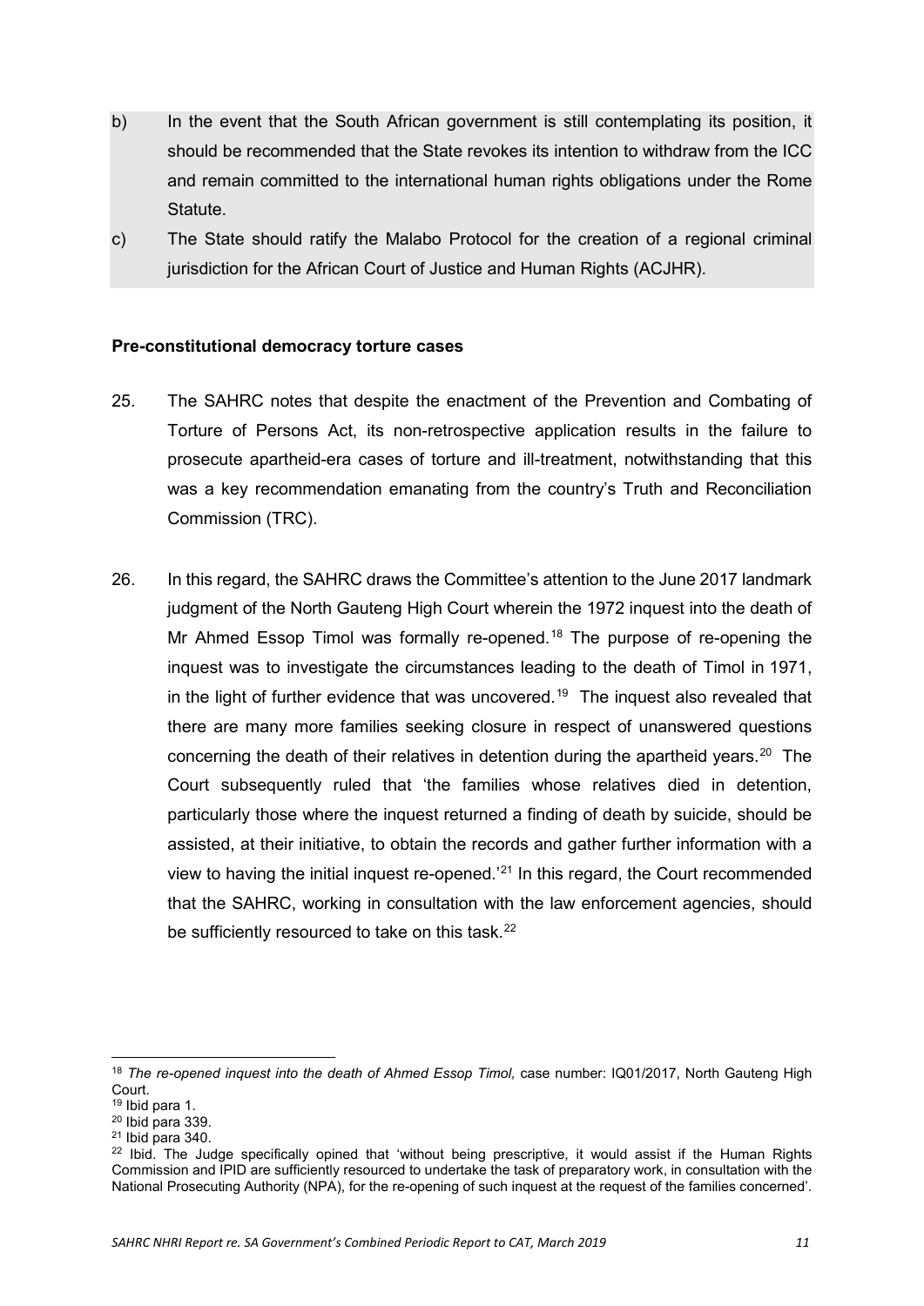b) In the event that the South African government is still contemplating its position, it should be recommended that the State revokes its intention to withdraw from the ICC and remain committed to the international human rights obligations under the Rome Statute.

c) The State should ratify the Malabo Protocol for the creation of a regional criminal jurisdiction for the African Court of Justice and Human Rights (ACJHR).

**Pre-constitutional democracy torture cases**

25. The SAHRC notes that despite the enactment of the Prevention and Combating of Torture of Persons Act, its non-retrospective application results in the failure to prosecute apartheid-era cases of torture and ill-treatment, notwithstanding that this was a key recommendation emanating from the country's Truth and Reconciliation Commission (TRC).

26. In this regard, the SAHRC draws the Committee's attention to the June 2017 landmark judgment of the North Gauteng High Court wherein the 1972 inquest into the death of Mr Ahmed Essop Timol was formally re-opened.[18] The purpose of re-opening the inquest was to investigate the circumstances leading to the death of Timol in 1971, in the light of further evidence that was uncovered.[19] The inquest also revealed that there are many more families seeking closure in respect of unanswered questions concerning the death of their relatives in detention during the apartheid years.[20] The Court subsequently ruled that 'the families whose relatives died in detention, particularly those where the inquest returned a finding of death by suicide, should be assisted, at their initiative, to obtain the records and gather further information with a view to having the initial inquest re-opened.'[21] In this regard, the Court recommended that the SAHRC, working in consultation with the law enforcement agencies, should be sufficiently resourced to take on this task.[22]

---

[18] *The re-opened inquest into the death of Ahmed Essop Timol,* case number: IQ01/2017, North Gauteng High Court.

[19] Ibid para 1.

[20] Ibid para 339.

[21] Ibid para 340.

[22] Ibid. The Judge specifically opined that 'without being prescriptive, it would assist if the Human Rights Commission and IPID are sufficiently resourced to undertake the task of preparatory work, in consultation with the National Prosecuting Authority (NPA), for the re-opening of such inquest at the request of the families concerned'.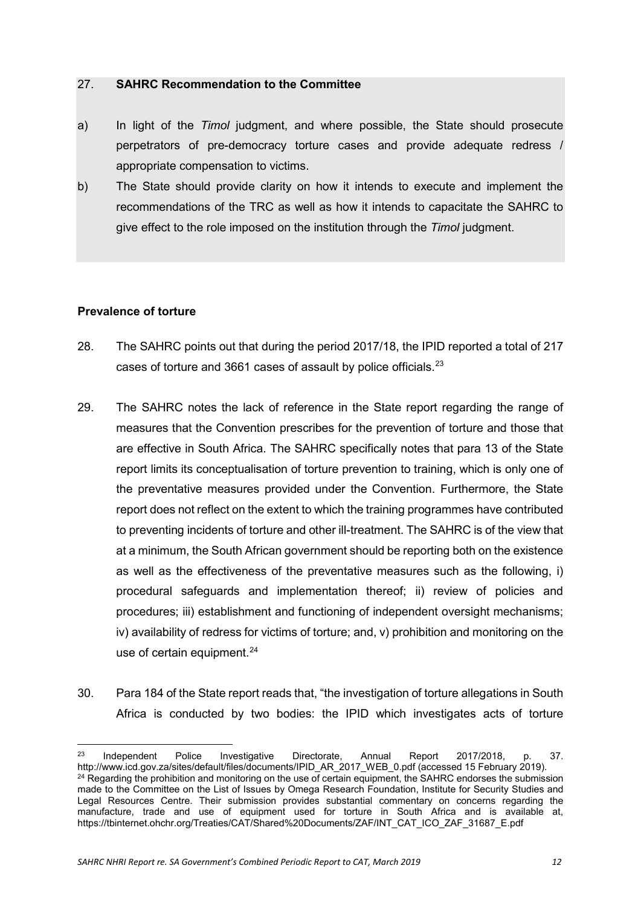27. **SAHRC Recommendation to the Committee**

a) In light of the *Timol* judgment, and where possible, the State should prosecute perpetrators of pre-democracy torture cases and provide adequate redress / appropriate compensation to victims.

b) The State should provide clarity on how it intends to execute and implement the recommendations of the TRC as well as how it intends to capacitate the SAHRC to give effect to the role imposed on the institution through the *Timol* judgment.

**Prevalence of torture**

28. The SAHRC points out that during the period 2017/18, the IPID reported a total of 217 cases of torture and 3661 cases of assault by police officials.[23]

29. The SAHRC notes the lack of reference in the State report regarding the range of measures that the Convention prescribes for the prevention of torture and those that are effective in South Africa. The SAHRC specifically notes that para 13 of the State report limits its conceptualisation of torture prevention to training, which is only one of the preventative measures provided under the Convention. Furthermore, the State report does not reflect on the extent to which the training programmes have contributed to preventing incidents of torture and other ill-treatment. The SAHRC is of the view that at a minimum, the South African government should be reporting both on the existence as well as the effectiveness of the preventative measures such as the following, i) procedural safeguards and implementation thereof; ii) review of policies and procedures; iii) establishment and functioning of independent oversight mechanisms; iv) availability of redress for victims of torture; and, v) prohibition and monitoring on the use of certain equipment.[24]

30. Para 184 of the State report reads that, "the investigation of torture allegations in South Africa is conducted by two bodies: the IPID which investigates acts of torture

---

[23] Independent Police Investigative Directorate, Annual Report 2017/2018, p. 37. http://www.icd.gov.za/sites/default/files/documents/IPID_AR_2017_WEB_0.pdf (accessed 15 February 2019).

[24] Regarding the prohibition and monitoring on the use of certain equipment, the SAHRC endorses the submission made to the Committee on the List of Issues by Omega Research Foundation, Institute for Security Studies and Legal Resources Centre. Their submission provides substantial commentary on concerns regarding the manufacture, trade and use of equipment used for torture in South Africa and is available at, https://tbinternet.ohchr.org/Treaties/CAT/Shared%20Documents/ZAF/INT_CAT_ICO_ZAF_31687_E.pdf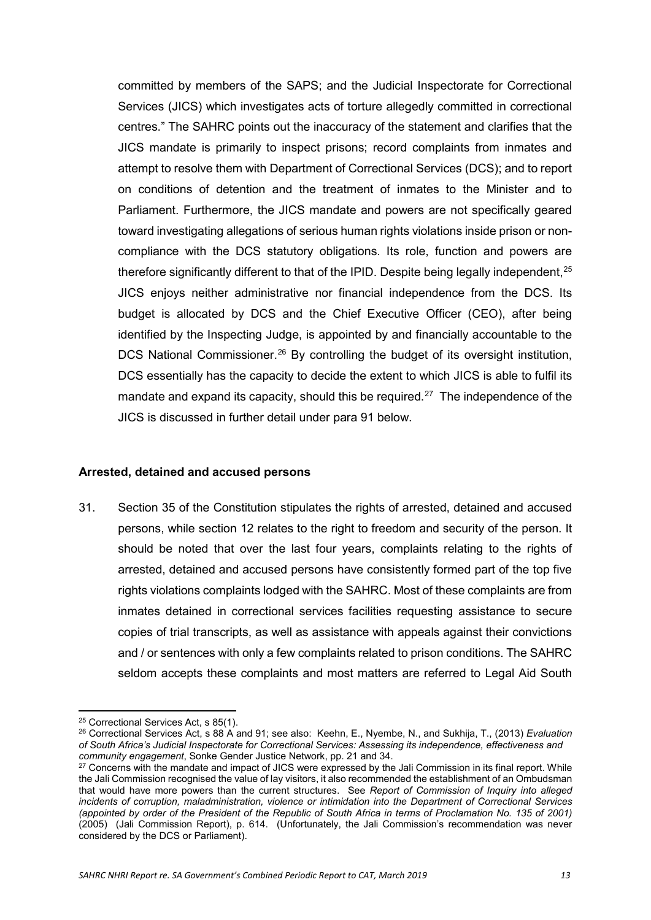committed by members of the SAPS; and the Judicial Inspectorate for Correctional Services (JICS) which investigates acts of torture allegedly committed in correctional centres." The SAHRC points out the inaccuracy of the statement and clarifies that the JICS mandate is primarily to inspect prisons; record complaints from inmates and attempt to resolve them with Department of Correctional Services (DCS); and to report on conditions of detention and the treatment of inmates to the Minister and to Parliament. Furthermore, the JICS mandate and powers are not specifically geared toward investigating allegations of serious human rights violations inside prison or non-compliance with the DCS statutory obligations. Its role, function and powers are therefore significantly different to that of the IPID. Despite being legally independent,[25] JICS enjoys neither administrative nor financial independence from the DCS. Its budget is allocated by DCS and the Chief Executive Officer (CEO), after being identified by the Inspecting Judge, is appointed by and financially accountable to the DCS National Commissioner.[26] By controlling the budget of its oversight institution, DCS essentially has the capacity to decide the extent to which JICS is able to fulfil its mandate and expand its capacity, should this be required.[27] The independence of the JICS is discussed in further detail under para 91 below.

### Arrested, detained and accused persons

31. Section 35 of the Constitution stipulates the rights of arrested, detained and accused persons, while section 12 relates to the right to freedom and security of the person. It should be noted that over the last four years, complaints relating to the rights of arrested, detained and accused persons have consistently formed part of the top five rights violations complaints lodged with the SAHRC. Most of these complaints are from inmates detained in correctional services facilities requesting assistance to secure copies of trial transcripts, as well as assistance with appeals against their convictions and / or sentences with only a few complaints related to prison conditions. The SAHRC seldom accepts these complaints and most matters are referred to Legal Aid South

---

[25] Correctional Services Act, s 85(1).

[26] Correctional Services Act, s 88 A and 91; see also: Keehn, E., Nyembe, N., and Sukhija, T., (2013) *Evaluation of South Africa's Judicial Inspectorate for Correctional Services: Assessing its independence, effectiveness and community engagement*, Sonke Gender Justice Network, pp. 21 and 34.

[27] Concerns with the mandate and impact of JICS were expressed by the Jali Commission in its final report. While the Jali Commission recognised the value of lay visitors, it also recommended the establishment of an Ombudsman that would have more powers than the current structures. See *Report of Commission of Inquiry into alleged incidents of corruption, maladministration, violence or intimidation into the Department of Correctional Services (appointed by order of the President of the Republic of South Africa in terms of Proclamation No. 135 of 2001)* (2005) (Jali Commission Report), p. 614. (Unfortunately, the Jali Commission's recommendation was never considered by the DCS or Parliament).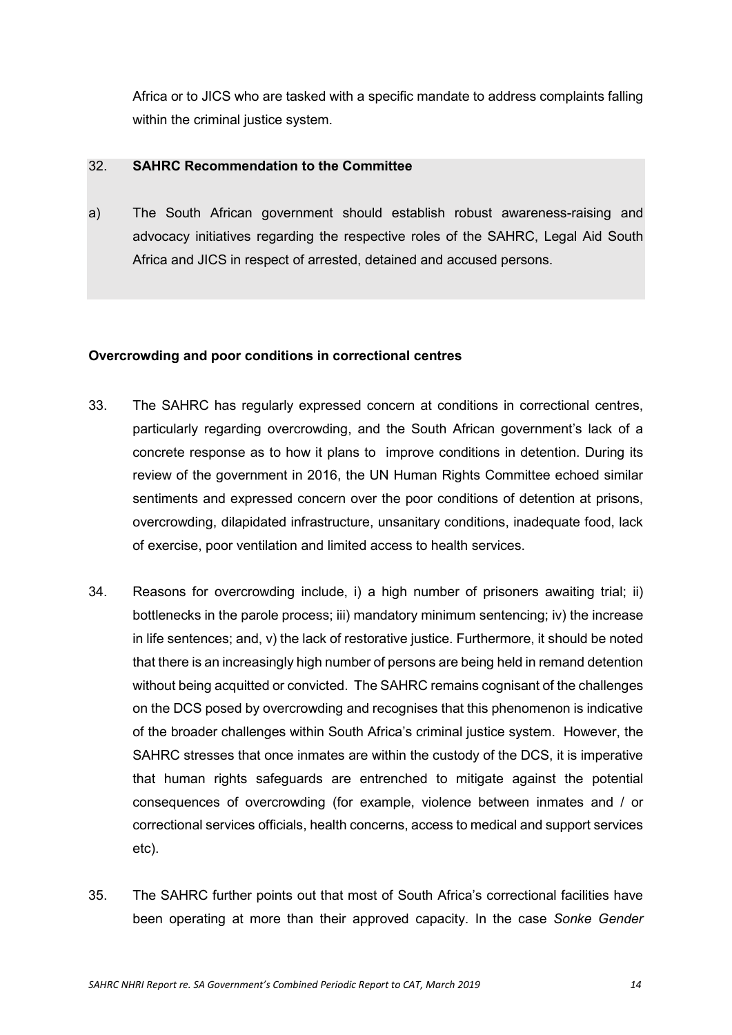Africa or to JICS who are tasked with a specific mandate to address complaints falling within the criminal justice system.

32. **SAHRC Recommendation to the Committee**

a) The South African government should establish robust awareness-raising and advocacy initiatives regarding the respective roles of the SAHRC, Legal Aid South Africa and JICS in respect of arrested, detained and accused persons.

**Overcrowding and poor conditions in correctional centres**

33. The SAHRC has regularly expressed concern at conditions in correctional centres, particularly regarding overcrowding, and the South African government's lack of a concrete response as to how it plans to improve conditions in detention. During its review of the government in 2016, the UN Human Rights Committee echoed similar sentiments and expressed concern over the poor conditions of detention at prisons, overcrowding, dilapidated infrastructure, unsanitary conditions, inadequate food, lack of exercise, poor ventilation and limited access to health services.

34. Reasons for overcrowding include, i) a high number of prisoners awaiting trial; ii) bottlenecks in the parole process; iii) mandatory minimum sentencing; iv) the increase in life sentences; and, v) the lack of restorative justice. Furthermore, it should be noted that there is an increasingly high number of persons are being held in remand detention without being acquitted or convicted. The SAHRC remains cognisant of the challenges on the DCS posed by overcrowding and recognises that this phenomenon is indicative of the broader challenges within South Africa's criminal justice system. However, the SAHRC stresses that once inmates are within the custody of the DCS, it is imperative that human rights safeguards are entrenched to mitigate against the potential consequences of overcrowding (for example, violence between inmates and / or correctional services officials, health concerns, access to medical and support services etc).

35. The SAHRC further points out that most of South Africa's correctional facilities have been operating at more than their approved capacity. In the case *Sonke Gender*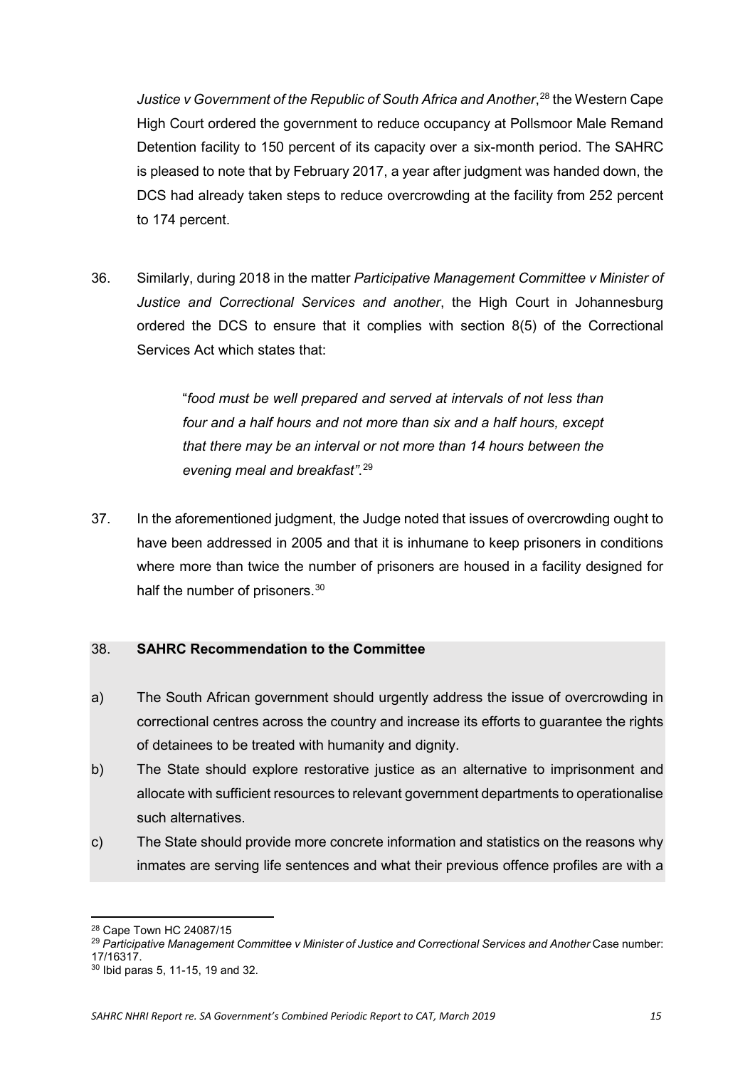*Justice v Government of the Republic of South Africa and Another*,[28] the Western Cape High Court ordered the government to reduce occupancy at Pollsmoor Male Remand Detention facility to 150 percent of its capacity over a six-month period. The SAHRC is pleased to note that by February 2017, a year after judgment was handed down, the DCS had already taken steps to reduce overcrowding at the facility from 252 percent to 174 percent.

36. Similarly, during 2018 in the matter *Participative Management Committee v Minister of Justice and Correctional Services and another*, the High Court in Johannesburg ordered the DCS to ensure that it complies with section 8(5) of the Correctional Services Act which states that:

> "*food must be well prepared and served at intervals of not less than four and a half hours and not more than six and a half hours, except that there may be an interval or not more than 14 hours between the evening meal and breakfast".*[29]

37. In the aforementioned judgment, the Judge noted that issues of overcrowding ought to have been addressed in 2005 and that it is inhumane to keep prisoners in conditions where more than twice the number of prisoners are housed in a facility designed for half the number of prisoners.[30]

38. **SAHRC Recommendation to the Committee**

a) The South African government should urgently address the issue of overcrowding in correctional centres across the country and increase its efforts to guarantee the rights of detainees to be treated with humanity and dignity.

b) The State should explore restorative justice as an alternative to imprisonment and allocate with sufficient resources to relevant government departments to operationalise such alternatives.

c) The State should provide more concrete information and statistics on the reasons why inmates are serving life sentences and what their previous offence profiles are with a

---

[28] Cape Town HC 24087/15

[29] *Participative Management Committee v Minister of Justice and Correctional Services and Another* Case number: 17/16317.

[30] Ibid paras 5, 11-15, 19 and 32.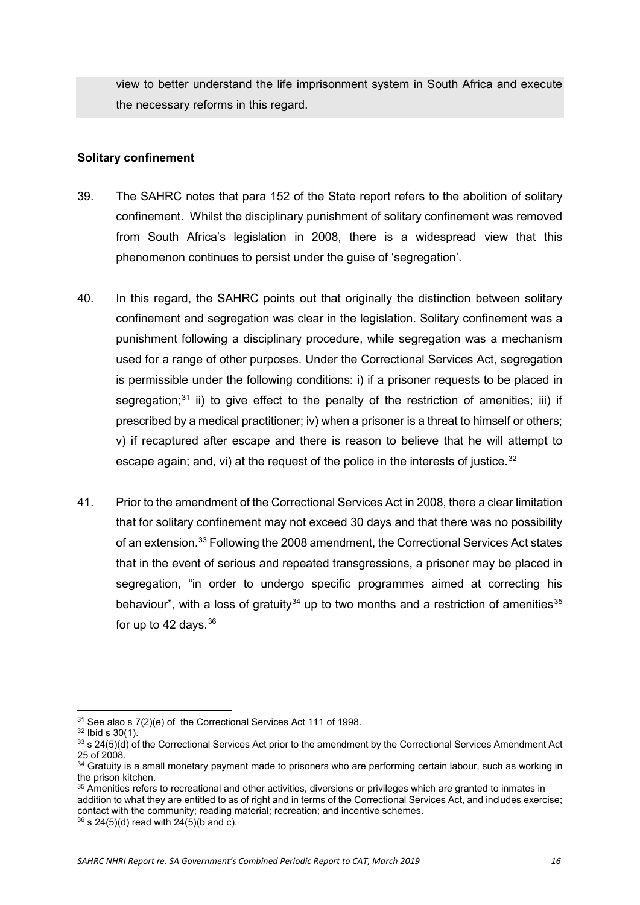view to better understand the life imprisonment system in South Africa and execute the necessary reforms in this regard.

**Solitary confinement**

39. The SAHRC notes that para 152 of the State report refers to the abolition of solitary confinement. Whilst the disciplinary punishment of solitary confinement was removed from South Africa's legislation in 2008, there is a widespread view that this phenomenon continues to persist under the guise of 'segregation'.

40. In this regard, the SAHRC points out that originally the distinction between solitary confinement and segregation was clear in the legislation. Solitary confinement was a punishment following a disciplinary procedure, while segregation was a mechanism used for a range of other purposes. Under the Correctional Services Act, segregation is permissible under the following conditions: i) if a prisoner requests to be placed in segregation;[31] ii) to give effect to the penalty of the restriction of amenities; iii) if prescribed by a medical practitioner; iv) when a prisoner is a threat to himself or others; v) if recaptured after escape and there is reason to believe that he will attempt to escape again; and, vi) at the request of the police in the interests of justice.[32]

41. Prior to the amendment of the Correctional Services Act in 2008, there a clear limitation that for solitary confinement may not exceed 30 days and that there was no possibility of an extension.[33] Following the 2008 amendment, the Correctional Services Act states that in the event of serious and repeated transgressions, a prisoner may be placed in segregation, "in order to undergo specific programmes aimed at correcting his behaviour", with a loss of gratuity[34] up to two months and a restriction of amenities[35] for up to 42 days.[36]

---

[31] See also s 7(2)(e) of the Correctional Services Act 111 of 1998.

[32] Ibid s 30(1).

[33] s 24(5)(d) of the Correctional Services Act prior to the amendment by the Correctional Services Amendment Act 25 of 2008.

[34] Gratuity is a small monetary payment made to prisoners who are performing certain labour, such as working in the prison kitchen.

[35] Amenities refers to recreational and other activities, diversions or privileges which are granted to inmates in addition to what they are entitled to as of right and in terms of the Correctional Services Act, and includes exercise; contact with the community; reading material; recreation; and incentive schemes.

[36] s 24(5)(d) read with 24(5)(b and c).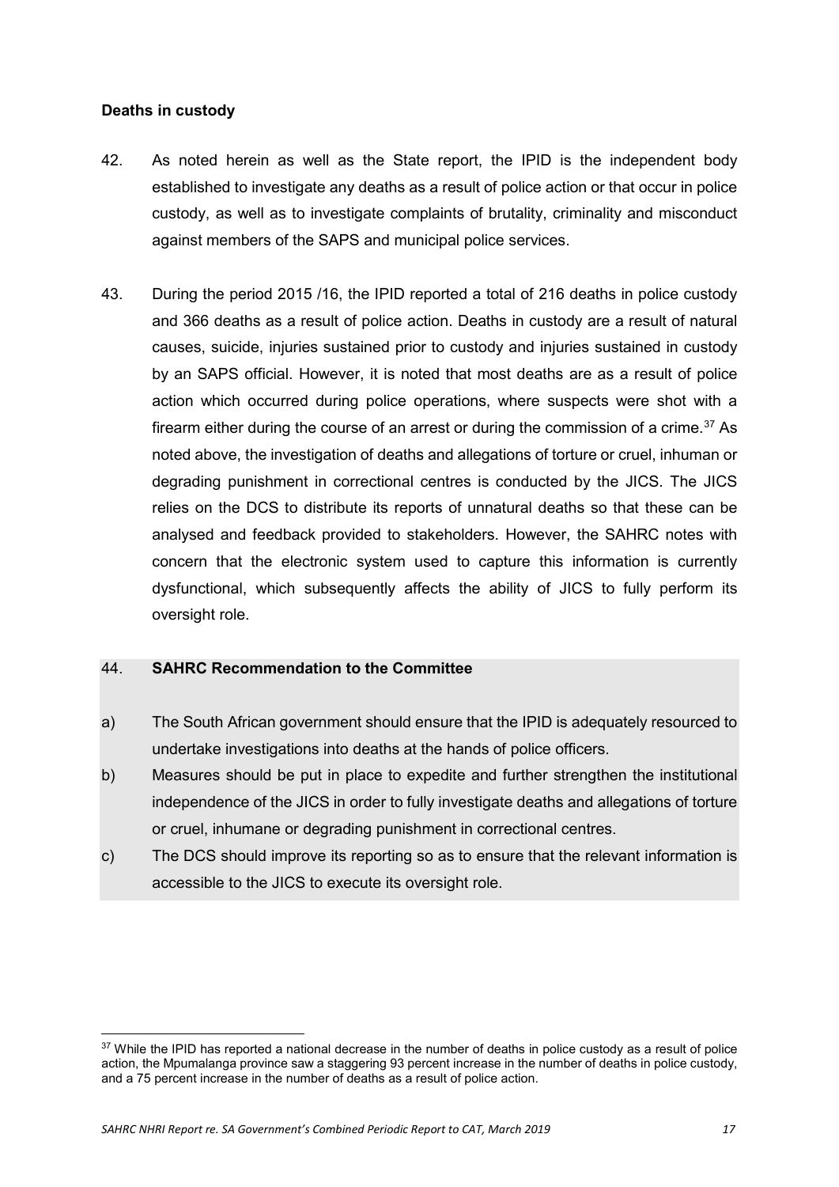**Deaths in custody**

42. As noted herein as well as the State report, the IPID is the independent body established to investigate any deaths as a result of police action or that occur in police custody, as well as to investigate complaints of brutality, criminality and misconduct against members of the SAPS and municipal police services.

43. During the period 2015 /16, the IPID reported a total of 216 deaths in police custody and 366 deaths as a result of police action. Deaths in custody are a result of natural causes, suicide, injuries sustained prior to custody and injuries sustained in custody by an SAPS official. However, it is noted that most deaths are as a result of police action which occurred during police operations, where suspects were shot with a firearm either during the course of an arrest or during the commission of a crime.[37] As noted above, the investigation of deaths and allegations of torture or cruel, inhuman or degrading punishment in correctional centres is conducted by the JICS. The JICS relies on the DCS to distribute its reports of unnatural deaths so that these can be analysed and feedback provided to stakeholders. However, the SAHRC notes with concern that the electronic system used to capture this information is currently dysfunctional, which subsequently affects the ability of JICS to fully perform its oversight role.

44. **SAHRC Recommendation to the Committee**

a) The South African government should ensure that the IPID is adequately resourced to undertake investigations into deaths at the hands of police officers.

b) Measures should be put in place to expedite and further strengthen the institutional independence of the JICS in order to fully investigate deaths and allegations of torture or cruel, inhumane or degrading punishment in correctional centres.

c) The DCS should improve its reporting so as to ensure that the relevant information is accessible to the JICS to execute its oversight role.

---

[37] While the IPID has reported a national decrease in the number of deaths in police custody as a result of police action, the Mpumalanga province saw a staggering 93 percent increase in the number of deaths in police custody, and a 75 percent increase in the number of deaths as a result of police action.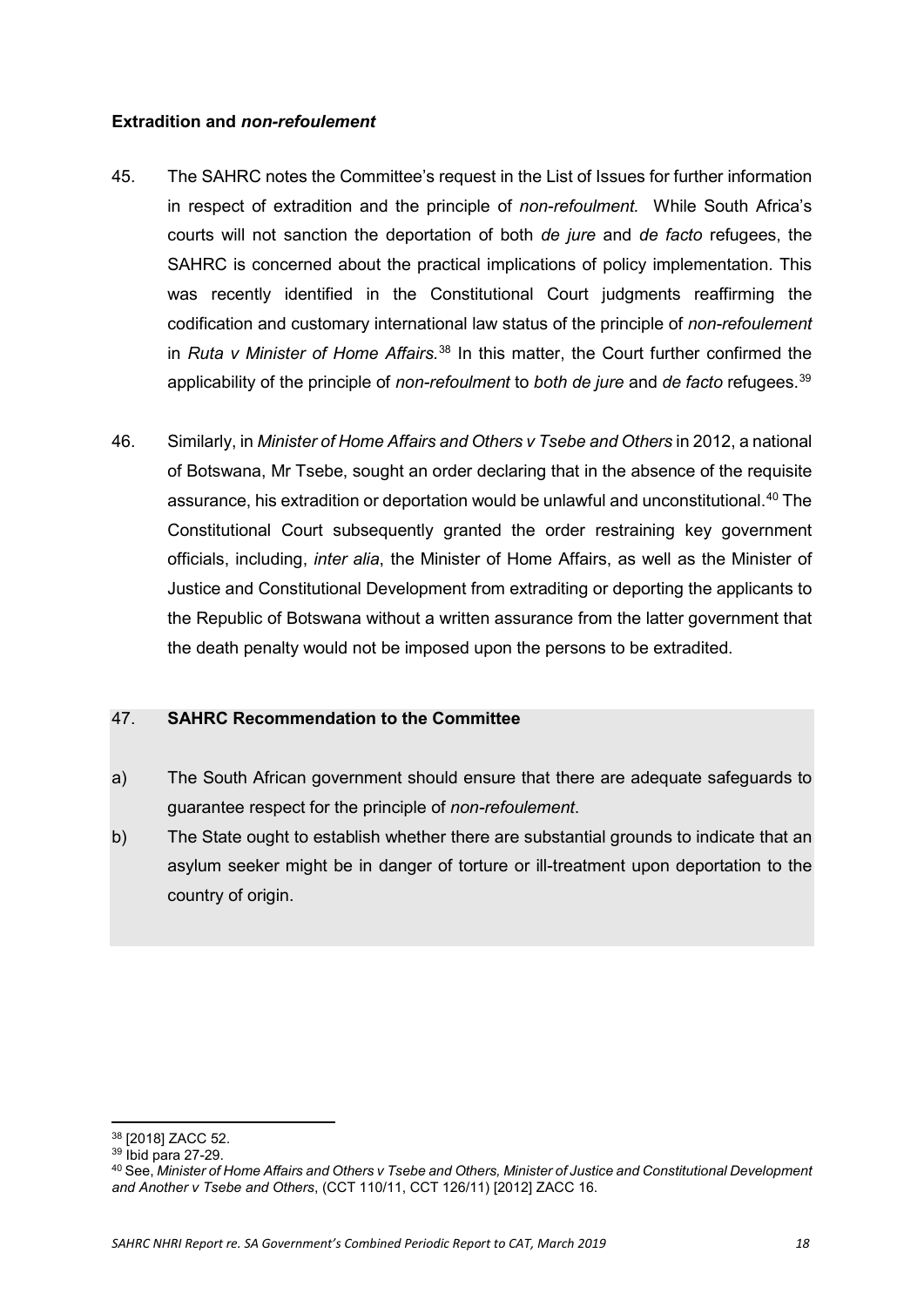**Extradition and *non-refoulement***

45. The SAHRC notes the Committee's request in the List of Issues for further information in respect of extradition and the principle of *non-refoulment.* While South Africa's courts will not sanction the deportation of both *de jure* and *de facto* refugees, the SAHRC is concerned about the practical implications of policy implementation. This was recently identified in the Constitutional Court judgments reaffirming the codification and customary international law status of the principle of *non-refoulement* in *Ruta v Minister of Home Affairs.*[38] In this matter, the Court further confirmed the applicability of the principle of *non-refoulment* to *both de jure* and *de facto* refugees.[39]

46. Similarly, in *Minister of Home Affairs and Others v Tsebe and Others* in 2012, a national of Botswana, Mr Tsebe, sought an order declaring that in the absence of the requisite assurance, his extradition or deportation would be unlawful and unconstitutional.[40] The Constitutional Court subsequently granted the order restraining key government officials, including, *inter alia*, the Minister of Home Affairs, as well as the Minister of Justice and Constitutional Development from extraditing or deporting the applicants to the Republic of Botswana without a written assurance from the latter government that the death penalty would not be imposed upon the persons to be extradited.

47. **SAHRC Recommendation to the Committee**

a) The South African government should ensure that there are adequate safeguards to guarantee respect for the principle of *non-refoulement*.

b) The State ought to establish whether there are substantial grounds to indicate that an asylum seeker might be in danger of torture or ill-treatment upon deportation to the country of origin.

---

[38] [2018] ZACC 52.

[39] Ibid para 27-29.

[40] See, *Minister of Home Affairs and Others v Tsebe and Others, Minister of Justice and Constitutional Development and Another v Tsebe and Others*, (CCT 110/11, CCT 126/11) [2012] ZACC 16.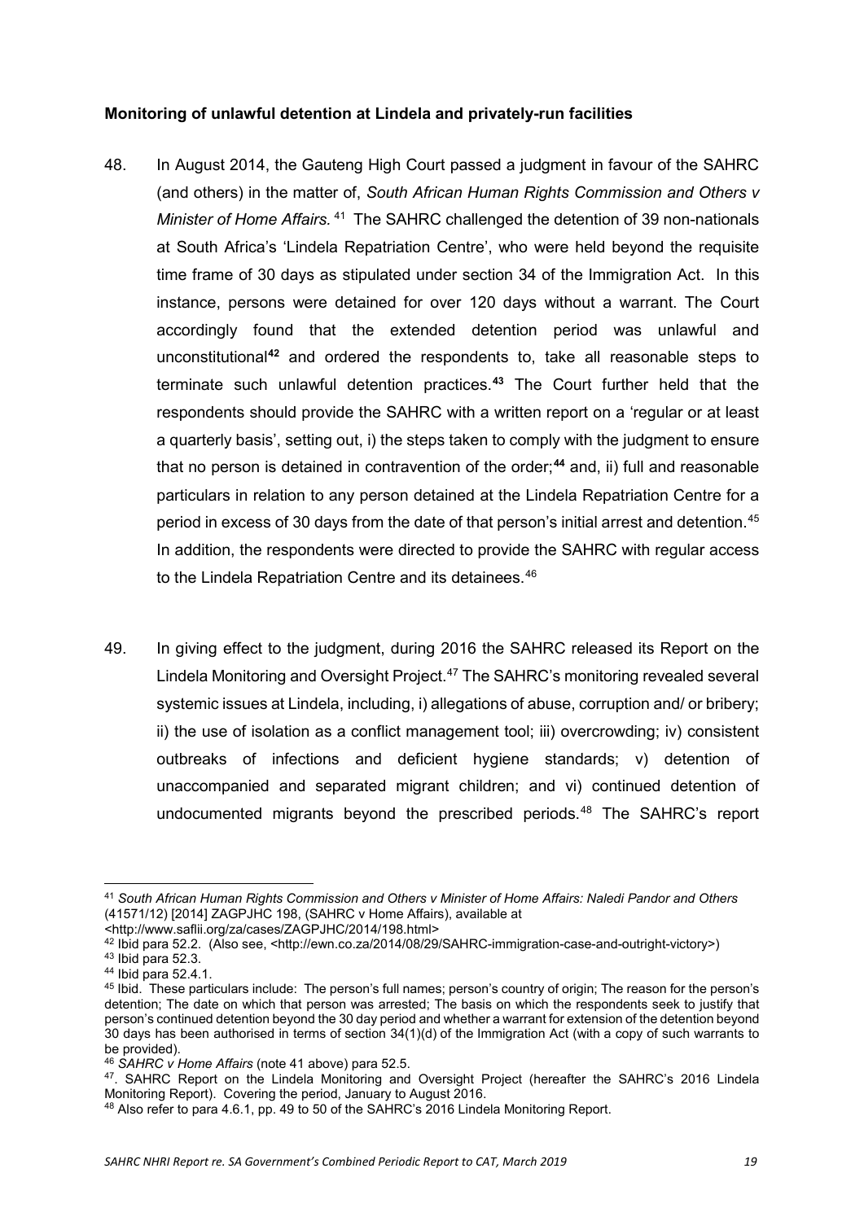**Monitoring of unlawful detention at Lindela and privately-run facilities**

48. In August 2014, the Gauteng High Court passed a judgment in favour of the SAHRC (and others) in the matter of, *South African Human Rights Commission and Others v Minister of Home Affairs.*[41] The SAHRC challenged the detention of 39 non-nationals at South Africa's 'Lindela Repatriation Centre', who were held beyond the requisite time frame of 30 days as stipulated under section 34 of the Immigration Act. In this instance, persons were detained for over 120 days without a warrant. The Court accordingly found that the extended detention period was unlawful and unconstitutional[42] and ordered the respondents to, take all reasonable steps to terminate such unlawful detention practices.[43] The Court further held that the respondents should provide the SAHRC with a written report on a 'regular or at least a quarterly basis', setting out, i) the steps taken to comply with the judgment to ensure that no person is detained in contravention of the order;[44] and, ii) full and reasonable particulars in relation to any person detained at the Lindela Repatriation Centre for a period in excess of 30 days from the date of that person's initial arrest and detention.[45] In addition, the respondents were directed to provide the SAHRC with regular access to the Lindela Repatriation Centre and its detainees.[46]

49. In giving effect to the judgment, during 2016 the SAHRC released its Report on the Lindela Monitoring and Oversight Project.[47] The SAHRC's monitoring revealed several systemic issues at Lindela, including, i) allegations of abuse, corruption and/ or bribery; ii) the use of isolation as a conflict management tool; iii) overcrowding; iv) consistent outbreaks of infections and deficient hygiene standards; v) detention of unaccompanied and separated migrant children; and vi) continued detention of undocumented migrants beyond the prescribed periods.[48] The SAHRC's report

---

[41] *South African Human Rights Commission and Others v Minister of Home Affairs: Naledi Pandor and Others* (41571/12) [2014] ZAGPJHC 198, (SAHRC v Home Affairs), available at <http://www.saflii.org/za/cases/ZAGPJHC/2014/198.html>

[42] Ibid para 52.2. (Also see, <http://ewn.co.za/2014/08/29/SAHRC-immigration-case-and-outright-victory>)

[43] Ibid para 52.3.

[44] Ibid para 52.4.1.

[45] Ibid. These particulars include: The person's full names; person's country of origin; The reason for the person's detention; The date on which that person was arrested; The basis on which the respondents seek to justify that person's continued detention beyond the 30 day period and whether a warrant for extension of the detention beyond 30 days has been authorised in terms of section 34(1)(d) of the Immigration Act (with a copy of such warrants to be provided).

[46] *SAHRC v Home Affairs* (note 41 above) para 52.5.

[47]. SAHRC Report on the Lindela Monitoring and Oversight Project (hereafter the SAHRC's 2016 Lindela Monitoring Report). Covering the period, January to August 2016.

[48] Also refer to para 4.6.1, pp. 49 to 50 of the SAHRC's 2016 Lindela Monitoring Report.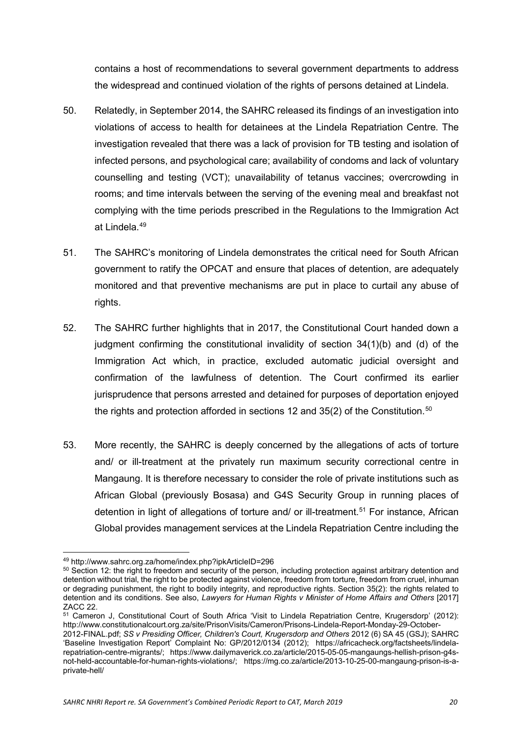contains a host of recommendations to several government departments to address the widespread and continued violation of the rights of persons detained at Lindela.

50. Relatedly, in September 2014, the SAHRC released its findings of an investigation into violations of access to health for detainees at the Lindela Repatriation Centre. The investigation revealed that there was a lack of provision for TB testing and isolation of infected persons, and psychological care; availability of condoms and lack of voluntary counselling and testing (VCT); unavailability of tetanus vaccines; overcrowding in rooms; and time intervals between the serving of the evening meal and breakfast not complying with the time periods prescribed in the Regulations to the Immigration Act at Lindela.[49]

51. The SAHRC's monitoring of Lindela demonstrates the critical need for South African government to ratify the OPCAT and ensure that places of detention, are adequately monitored and that preventive mechanisms are put in place to curtail any abuse of rights.

52. The SAHRC further highlights that in 2017, the Constitutional Court handed down a judgment confirming the constitutional invalidity of section 34(1)(b) and (d) of the Immigration Act which, in practice, excluded automatic judicial oversight and confirmation of the lawfulness of detention. The Court confirmed its earlier jurisprudence that persons arrested and detained for purposes of deportation enjoyed the rights and protection afforded in sections 12 and 35(2) of the Constitution.[50]

53. More recently, the SAHRC is deeply concerned by the allegations of acts of torture and/ or ill-treatment at the privately run maximum security correctional centre in Mangaung. It is therefore necessary to consider the role of private institutions such as African Global (previously Bosasa) and G4S Security Group in running places of detention in light of allegations of torture and/ or ill-treatment.[51] For instance, African Global provides management services at the Lindela Repatriation Centre including the

---

[49] http://www.sahrc.org.za/home/index.php?ipkArticleID=296

[50] Section 12: the right to freedom and security of the person, including protection against arbitrary detention and detention without trial, the right to be protected against violence, freedom from torture, freedom from cruel, inhuman or degrading punishment, the right to bodily integrity, and reproductive rights. Section 35(2): the rights related to detention and its conditions. See also, *Lawyers for Human Rights v Minister of Home Affairs and Others* [2017] ZACC 22.

[51] Cameron J, Constitutional Court of South Africa 'Visit to Lindela Repatriation Centre, Krugersdorp' (2012): http://www.constitutionalcourt.org.za/site/PrisonVisits/Cameron/Prisons-Lindela-Report-Monday-29-October-2012-FINAL.pdf; *SS v Presiding Officer, Children's Court, Krugersdorp and Others* 2012 (6) SA 45 (GSJ); SAHRC 'Baseline Investigation Report' Complaint No: GP/2012/0134 (2012); https://africacheck.org/factsheets/lindela-repatriation-centre-migrants/; https://www.dailymaverick.co.za/article/2015-05-05-mangaungs-hellish-prison-g4s-not-held-accountable-for-human-rights-violations/; https://mg.co.za/article/2013-10-25-00-mangaung-prison-is-a-private-hell/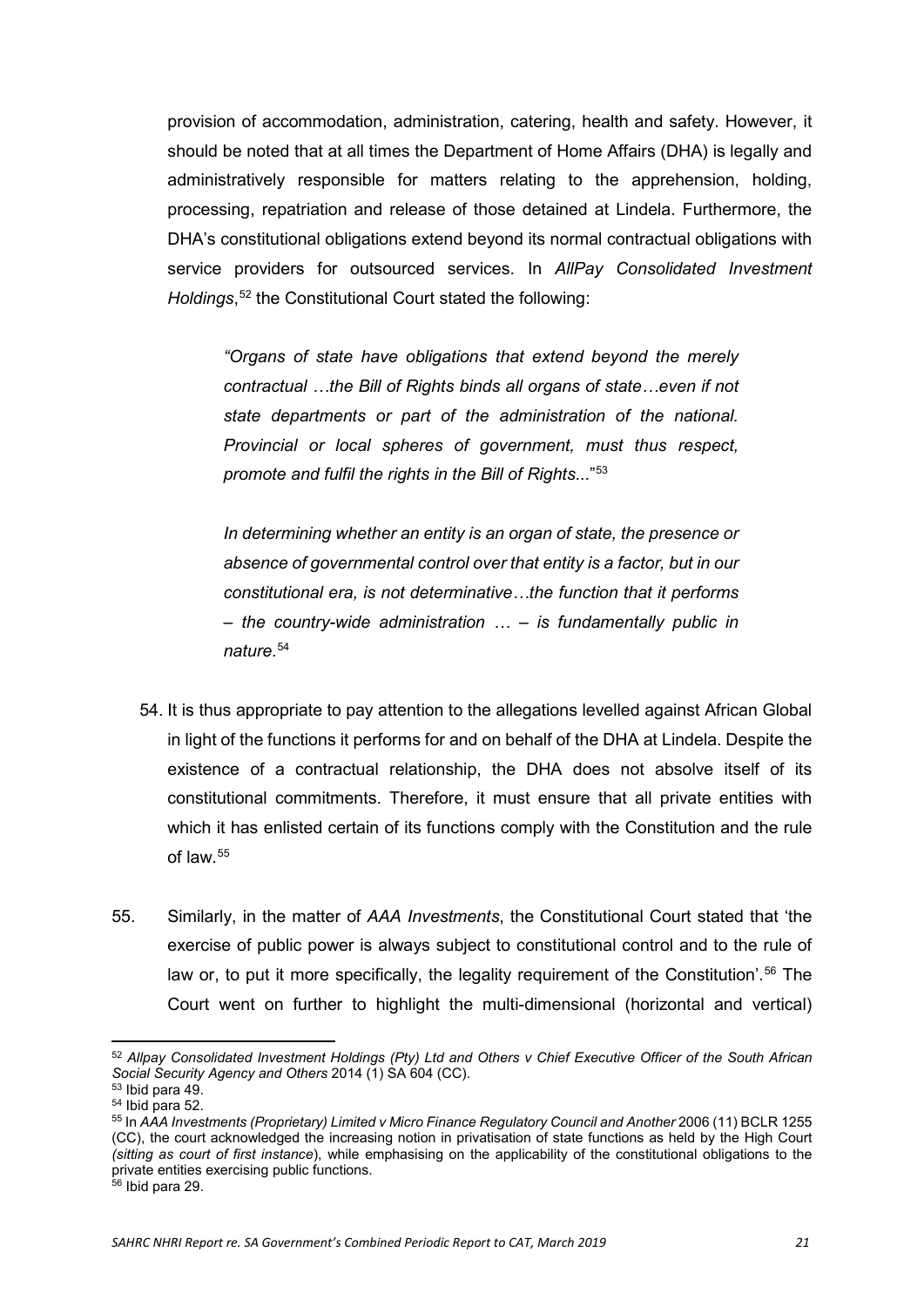provision of accommodation, administration, catering, health and safety. However, it should be noted that at all times the Department of Home Affairs (DHA) is legally and administratively responsible for matters relating to the apprehension, holding, processing, repatriation and release of those detained at Lindela. Furthermore, the DHA's constitutional obligations extend beyond its normal contractual obligations with service providers for outsourced services. In *AllPay Consolidated Investment Holdings*,[52] the Constitutional Court stated the following:

> *"Organs of state have obligations that extend beyond the merely contractual …the Bill of Rights binds all organs of state…even if not state departments or part of the administration of the national. Provincial or local spheres of government, must thus respect, promote and fulfil the rights in the Bill of Rights...*"[53]
>
> *In determining whether an entity is an organ of state, the presence or absence of governmental control over that entity is a factor, but in our constitutional era, is not determinative…the function that it performs – the country-wide administration … – is fundamentally public in nature.*[54]

54. It is thus appropriate to pay attention to the allegations levelled against African Global in light of the functions it performs for and on behalf of the DHA at Lindela. Despite the existence of a contractual relationship, the DHA does not absolve itself of its constitutional commitments. Therefore, it must ensure that all private entities with which it has enlisted certain of its functions comply with the Constitution and the rule of law.[55]

55. Similarly, in the matter of *AAA Investments*, the Constitutional Court stated that 'the exercise of public power is always subject to constitutional control and to the rule of law or, to put it more specifically, the legality requirement of the Constitution'.[56] The Court went on further to highlight the multi-dimensional (horizontal and vertical)

---

[52] *Allpay Consolidated Investment Holdings (Pty) Ltd and Others v Chief Executive Officer of the South African Social Security Agency and Others* 2014 (1) SA 604 (CC).

[53] Ibid para 49.

[54] Ibid para 52.

[55] In *AAA Investments (Proprietary) Limited v Micro Finance Regulatory Council and Another* 2006 (11) BCLR 1255 (CC), the court acknowledged the increasing notion in privatisation of state functions as held by the High Court *(sitting as court of first instance*), while emphasising on the applicability of the constitutional obligations to the private entities exercising public functions.

[56] Ibid para 29.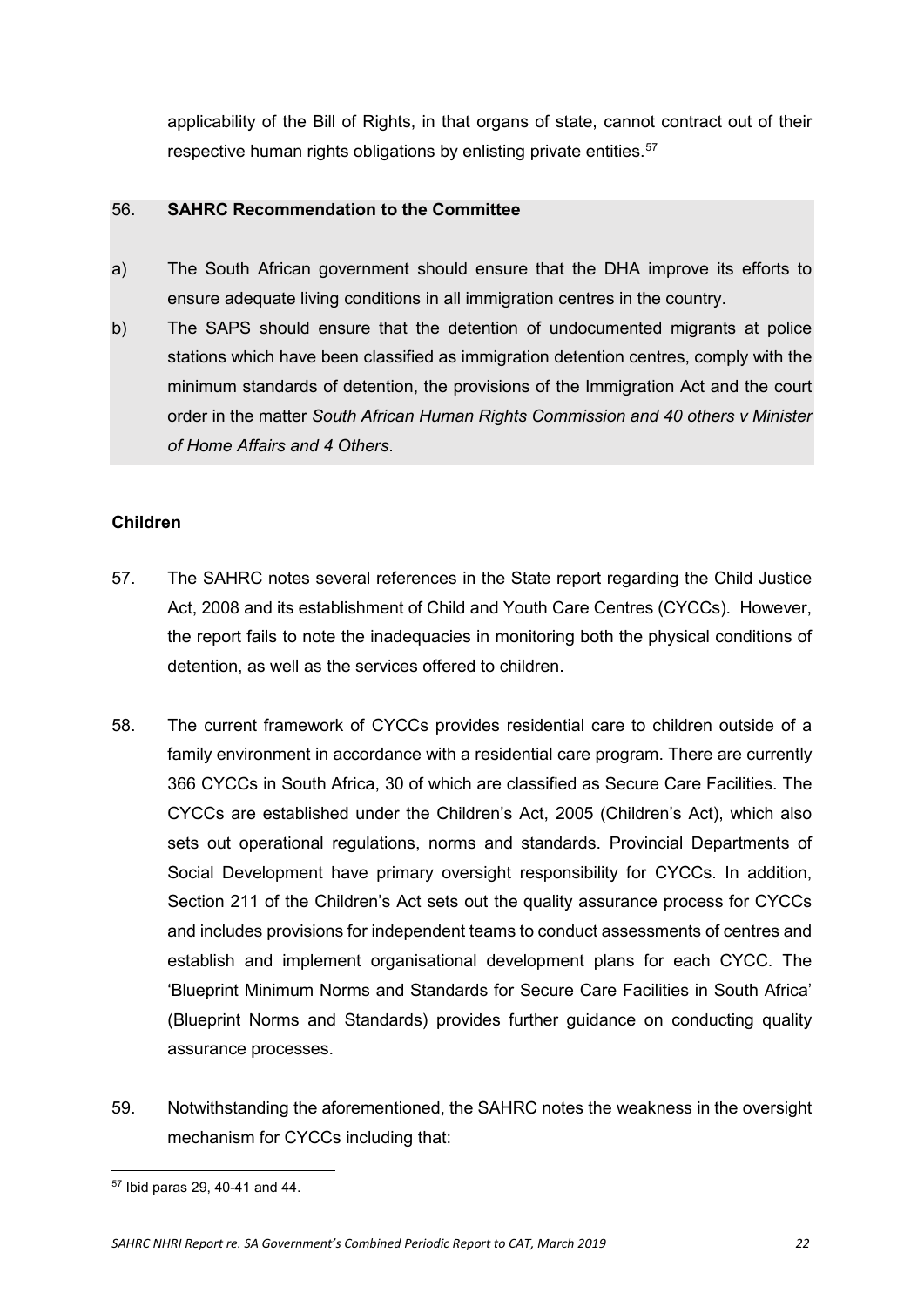applicability of the Bill of Rights, in that organs of state, cannot contract out of their respective human rights obligations by enlisting private entities.[57]

56. **SAHRC Recommendation to the Committee**

a) The South African government should ensure that the DHA improve its efforts to ensure adequate living conditions in all immigration centres in the country.

b) The SAPS should ensure that the detention of undocumented migrants at police stations which have been classified as immigration detention centres, comply with the minimum standards of detention, the provisions of the Immigration Act and the court order in the matter *South African Human Rights Commission and 40 others v Minister of Home Affairs and 4 Others*.

**Children**

57. The SAHRC notes several references in the State report regarding the Child Justice Act, 2008 and its establishment of Child and Youth Care Centres (CYCCs). However, the report fails to note the inadequacies in monitoring both the physical conditions of detention, as well as the services offered to children.

58. The current framework of CYCCs provides residential care to children outside of a family environment in accordance with a residential care program. There are currently 366 CYCCs in South Africa, 30 of which are classified as Secure Care Facilities. The CYCCs are established under the Children's Act, 2005 (Children's Act), which also sets out operational regulations, norms and standards. Provincial Departments of Social Development have primary oversight responsibility for CYCCs. In addition, Section 211 of the Children's Act sets out the quality assurance process for CYCCs and includes provisions for independent teams to conduct assessments of centres and establish and implement organisational development plans for each CYCC. The 'Blueprint Minimum Norms and Standards for Secure Care Facilities in South Africa' (Blueprint Norms and Standards) provides further guidance on conducting quality assurance processes.

59. Notwithstanding the aforementioned, the SAHRC notes the weakness in the oversight mechanism for CYCCs including that:

[57] Ibid paras 29, 40-41 and 44.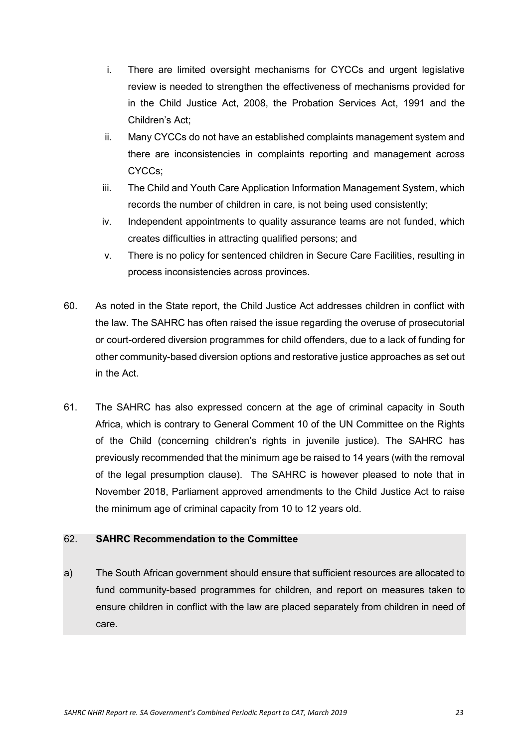i. There are limited oversight mechanisms for CYCCs and urgent legislative review is needed to strengthen the effectiveness of mechanisms provided for in the Child Justice Act, 2008, the Probation Services Act, 1991 and the Children's Act;

ii. Many CYCCs do not have an established complaints management system and there are inconsistencies in complaints reporting and management across CYCCs;

iii. The Child and Youth Care Application Information Management System, which records the number of children in care, is not being used consistently;

iv. Independent appointments to quality assurance teams are not funded, which creates difficulties in attracting qualified persons; and

v. There is no policy for sentenced children in Secure Care Facilities, resulting in process inconsistencies across provinces.

60. As noted in the State report, the Child Justice Act addresses children in conflict with the law. The SAHRC has often raised the issue regarding the overuse of prosecutorial or court-ordered diversion programmes for child offenders, due to a lack of funding for other community-based diversion options and restorative justice approaches as set out in the Act.

61. The SAHRC has also expressed concern at the age of criminal capacity in South Africa, which is contrary to General Comment 10 of the UN Committee on the Rights of the Child (concerning children's rights in juvenile justice). The SAHRC has previously recommended that the minimum age be raised to 14 years (with the removal of the legal presumption clause). The SAHRC is however pleased to note that in November 2018, Parliament approved amendments to the Child Justice Act to raise the minimum age of criminal capacity from 10 to 12 years old.

62. **SAHRC Recommendation to the Committee**

a) The South African government should ensure that sufficient resources are allocated to fund community-based programmes for children, and report on measures taken to ensure children in conflict with the law are placed separately from children in need of care.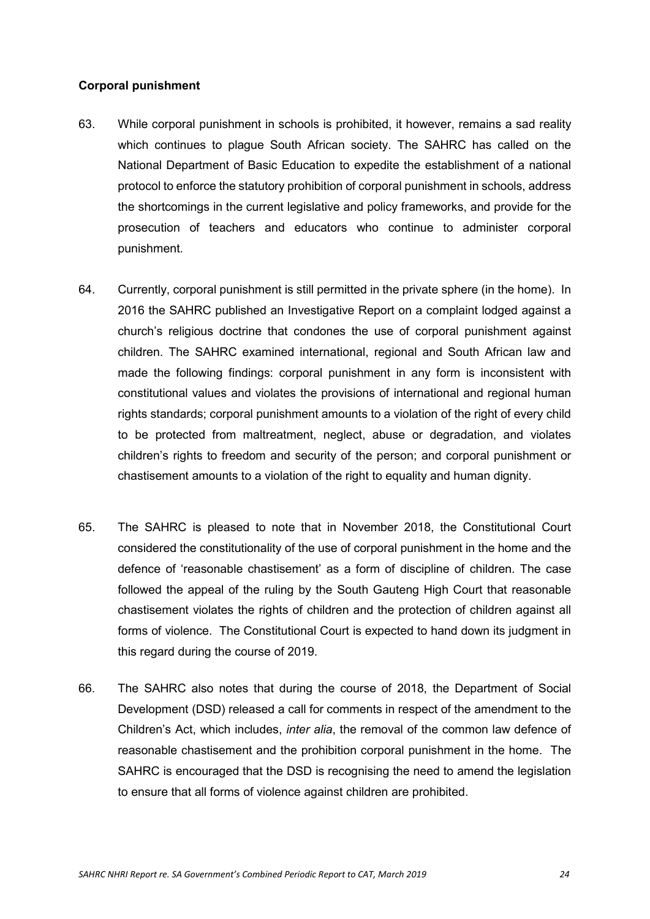**Corporal punishment**

63. While corporal punishment in schools is prohibited, it however, remains a sad reality which continues to plague South African society. The SAHRC has called on the National Department of Basic Education to expedite the establishment of a national protocol to enforce the statutory prohibition of corporal punishment in schools, address the shortcomings in the current legislative and policy frameworks, and provide for the prosecution of teachers and educators who continue to administer corporal punishment.

64. Currently, corporal punishment is still permitted in the private sphere (in the home). In 2016 the SAHRC published an Investigative Report on a complaint lodged against a church's religious doctrine that condones the use of corporal punishment against children. The SAHRC examined international, regional and South African law and made the following findings: corporal punishment in any form is inconsistent with constitutional values and violates the provisions of international and regional human rights standards; corporal punishment amounts to a violation of the right of every child to be protected from maltreatment, neglect, abuse or degradation, and violates children's rights to freedom and security of the person; and corporal punishment or chastisement amounts to a violation of the right to equality and human dignity.

65. The SAHRC is pleased to note that in November 2018, the Constitutional Court considered the constitutionality of the use of corporal punishment in the home and the defence of 'reasonable chastisement' as a form of discipline of children. The case followed the appeal of the ruling by the South Gauteng High Court that reasonable chastisement violates the rights of children and the protection of children against all forms of violence. The Constitutional Court is expected to hand down its judgment in this regard during the course of 2019.

66. The SAHRC also notes that during the course of 2018, the Department of Social Development (DSD) released a call for comments in respect of the amendment to the Children's Act, which includes, *inter alia*, the removal of the common law defence of reasonable chastisement and the prohibition corporal punishment in the home. The SAHRC is encouraged that the DSD is recognising the need to amend the legislation to ensure that all forms of violence against children are prohibited.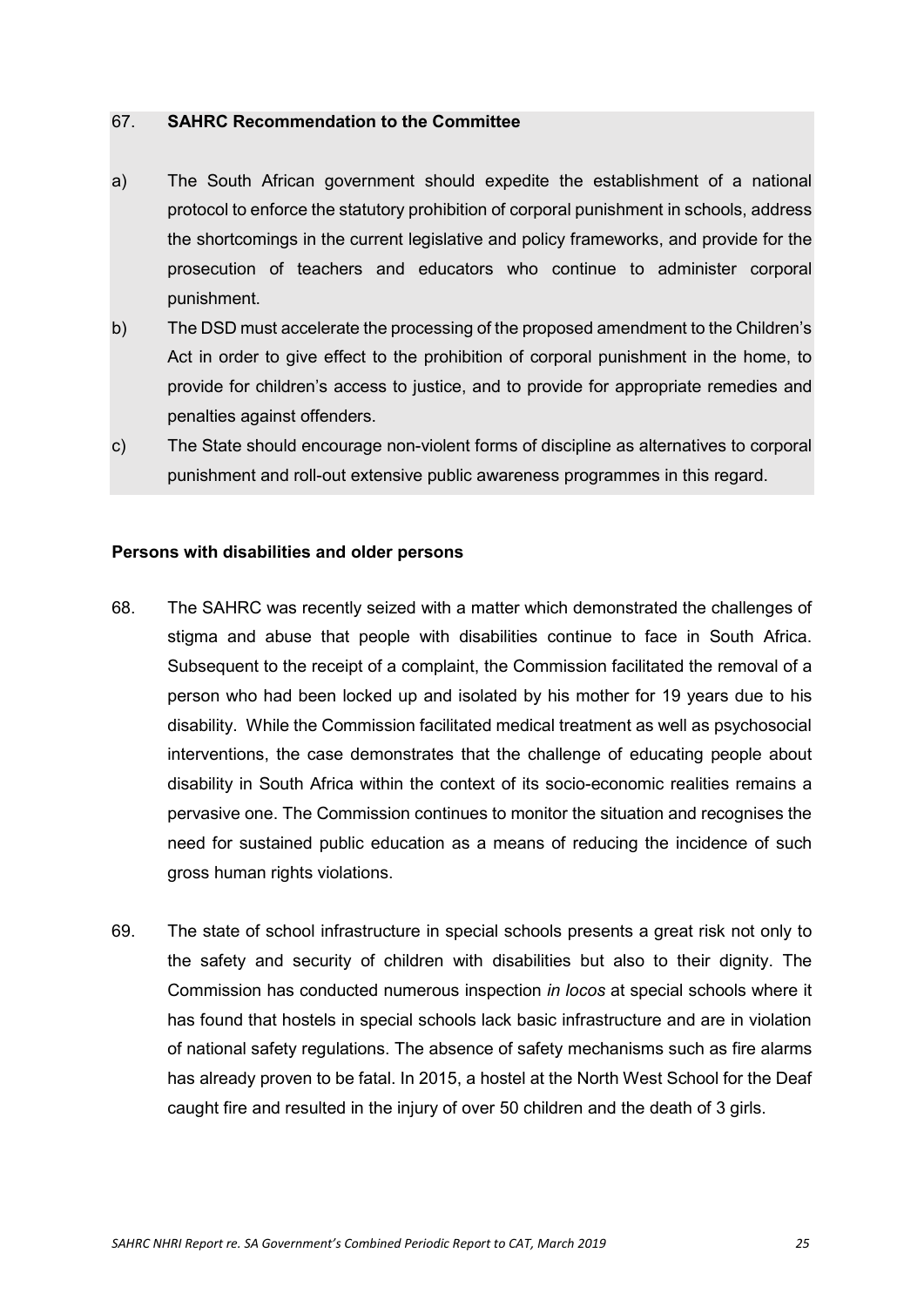67. **SAHRC Recommendation to the Committee**

a) The South African government should expedite the establishment of a national protocol to enforce the statutory prohibition of corporal punishment in schools, address the shortcomings in the current legislative and policy frameworks, and provide for the prosecution of teachers and educators who continue to administer corporal punishment.

b) The DSD must accelerate the processing of the proposed amendment to the Children's Act in order to give effect to the prohibition of corporal punishment in the home, to provide for children's access to justice, and to provide for appropriate remedies and penalties against offenders.

c) The State should encourage non-violent forms of discipline as alternatives to corporal punishment and roll-out extensive public awareness programmes in this regard.

**Persons with disabilities and older persons**

68. The SAHRC was recently seized with a matter which demonstrated the challenges of stigma and abuse that people with disabilities continue to face in South Africa. Subsequent to the receipt of a complaint, the Commission facilitated the removal of a person who had been locked up and isolated by his mother for 19 years due to his disability. While the Commission facilitated medical treatment as well as psychosocial interventions, the case demonstrates that the challenge of educating people about disability in South Africa within the context of its socio-economic realities remains a pervasive one. The Commission continues to monitor the situation and recognises the need for sustained public education as a means of reducing the incidence of such gross human rights violations.

69. The state of school infrastructure in special schools presents a great risk not only to the safety and security of children with disabilities but also to their dignity. The Commission has conducted numerous inspection *in locos* at special schools where it has found that hostels in special schools lack basic infrastructure and are in violation of national safety regulations. The absence of safety mechanisms such as fire alarms has already proven to be fatal. In 2015, a hostel at the North West School for the Deaf caught fire and resulted in the injury of over 50 children and the death of 3 girls.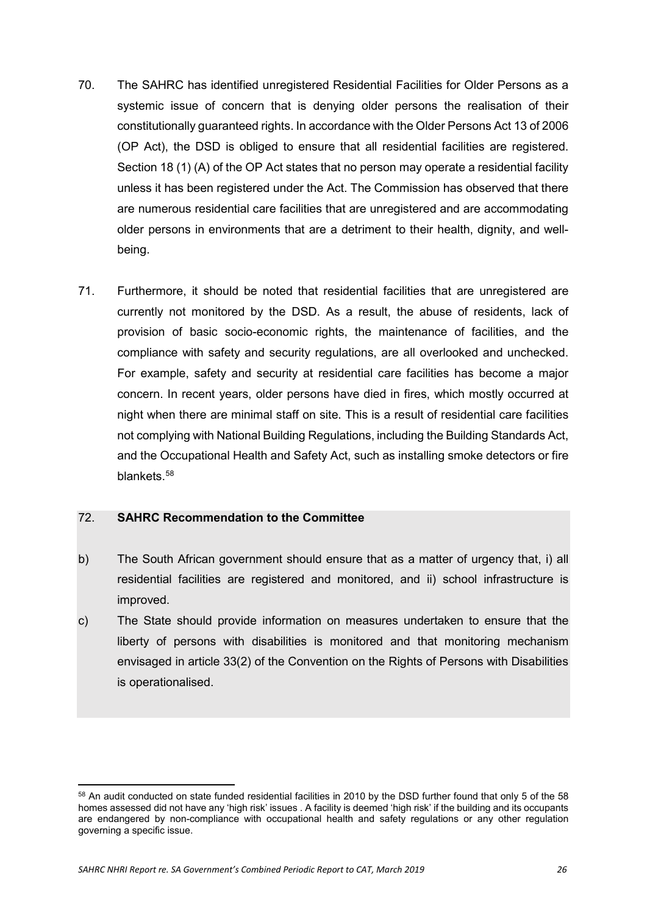70. The SAHRC has identified unregistered Residential Facilities for Older Persons as a systemic issue of concern that is denying older persons the realisation of their constitutionally guaranteed rights. In accordance with the Older Persons Act 13 of 2006 (OP Act), the DSD is obliged to ensure that all residential facilities are registered. Section 18 (1) (A) of the OP Act states that no person may operate a residential facility unless it has been registered under the Act. The Commission has observed that there are numerous residential care facilities that are unregistered and are accommodating older persons in environments that are a detriment to their health, dignity, and well-being.

71. Furthermore, it should be noted that residential facilities that are unregistered are currently not monitored by the DSD. As a result, the abuse of residents, lack of provision of basic socio-economic rights, the maintenance of facilities, and the compliance with safety and security regulations, are all overlooked and unchecked. For example, safety and security at residential care facilities has become a major concern. In recent years, older persons have died in fires, which mostly occurred at night when there are minimal staff on site. This is a result of residential care facilities not complying with National Building Regulations, including the Building Standards Act, and the Occupational Health and Safety Act, such as installing smoke detectors or fire blankets.[58]

72. **SAHRC Recommendation to the Committee**

b) The South African government should ensure that as a matter of urgency that, i) all residential facilities are registered and monitored, and ii) school infrastructure is improved.

c) The State should provide information on measures undertaken to ensure that the liberty of persons with disabilities is monitored and that monitoring mechanism envisaged in article 33(2) of the Convention on the Rights of Persons with Disabilities is operationalised.

---

[58] An audit conducted on state funded residential facilities in 2010 by the DSD further found that only 5 of the 58 homes assessed did not have any 'high risk' issues . A facility is deemed 'high risk' if the building and its occupants are endangered by non-compliance with occupational health and safety regulations or any other regulation governing a specific issue.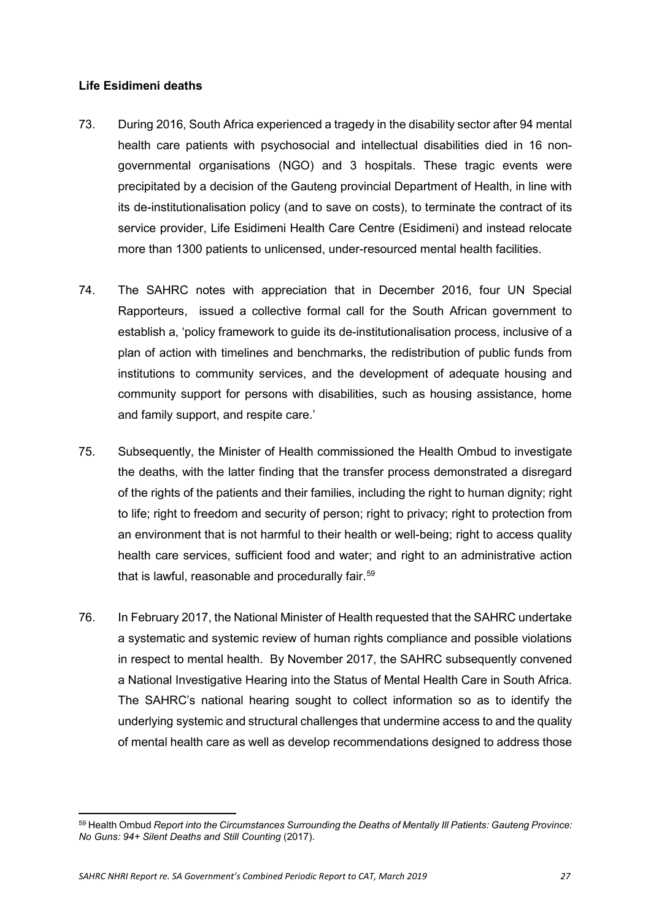**Life Esidimeni deaths**

73. During 2016, South Africa experienced a tragedy in the disability sector after 94 mental health care patients with psychosocial and intellectual disabilities died in 16 non-governmental organisations (NGO) and 3 hospitals. These tragic events were precipitated by a decision of the Gauteng provincial Department of Health, in line with its de-institutionalisation policy (and to save on costs), to terminate the contract of its service provider, Life Esidimeni Health Care Centre (Esidimeni) and instead relocate more than 1300 patients to unlicensed, under-resourced mental health facilities.

74. The SAHRC notes with appreciation that in December 2016, four UN Special Rapporteurs, issued a collective formal call for the South African government to establish a, 'policy framework to guide its de-institutionalisation process, inclusive of a plan of action with timelines and benchmarks, the redistribution of public funds from institutions to community services, and the development of adequate housing and community support for persons with disabilities, such as housing assistance, home and family support, and respite care.'

75. Subsequently, the Minister of Health commissioned the Health Ombud to investigate the deaths, with the latter finding that the transfer process demonstrated a disregard of the rights of the patients and their families, including the right to human dignity; right to life; right to freedom and security of person; right to privacy; right to protection from an environment that is not harmful to their health or well-being; right to access quality health care services, sufficient food and water; and right to an administrative action that is lawful, reasonable and procedurally fair.[59]

76. In February 2017, the National Minister of Health requested that the SAHRC undertake a systematic and systemic review of human rights compliance and possible violations in respect to mental health. By November 2017, the SAHRC subsequently convened a National Investigative Hearing into the Status of Mental Health Care in South Africa. The SAHRC's national hearing sought to collect information so as to identify the underlying systemic and structural challenges that undermine access to and the quality of mental health care as well as develop recommendations designed to address those

---

[59] Health Ombud *Report into the Circumstances Surrounding the Deaths of Mentally Ill Patients: Gauteng Province: No Guns: 94+ Silent Deaths and Still Counting* (2017).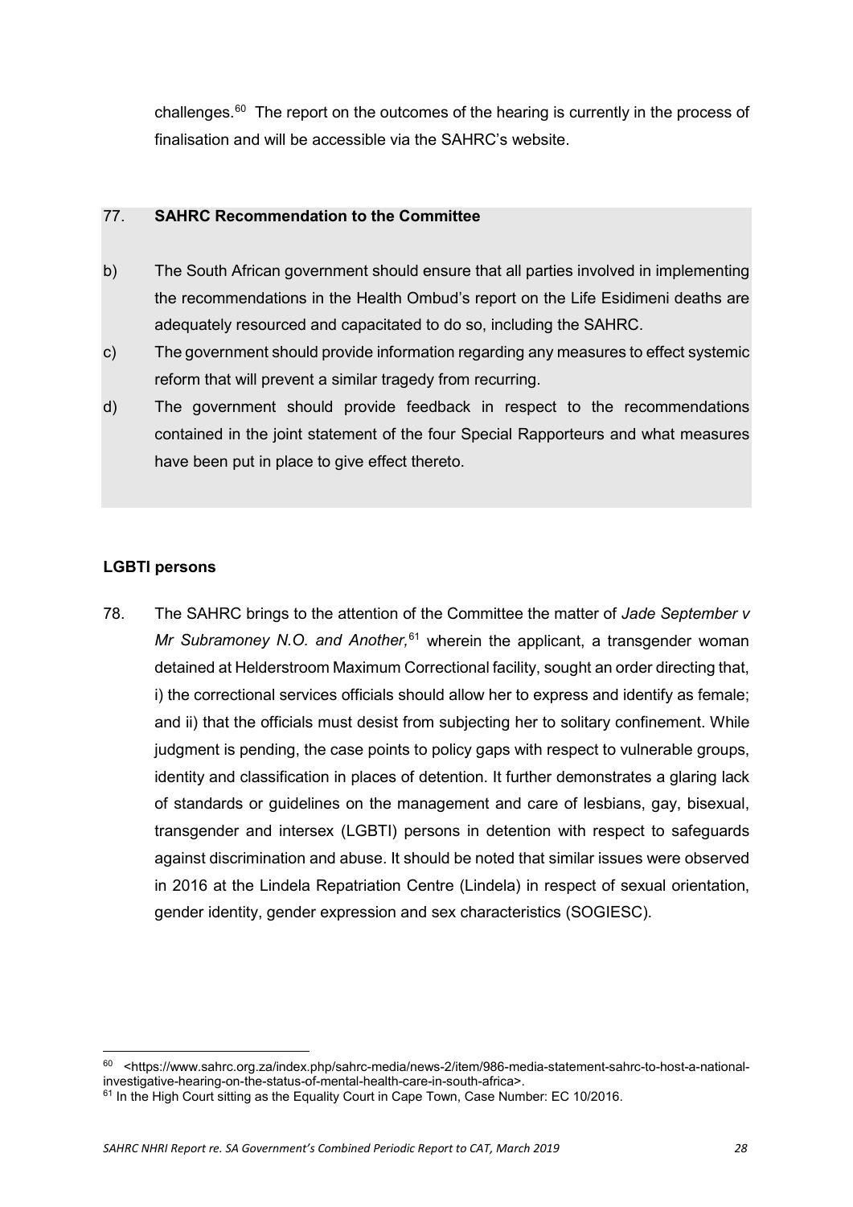challenges.[60] The report on the outcomes of the hearing is currently in the process of finalisation and will be accessible via the SAHRC's website.

77. **SAHRC Recommendation to the Committee**

b) The South African government should ensure that all parties involved in implementing the recommendations in the Health Ombud's report on the Life Esidimeni deaths are adequately resourced and capacitated to do so, including the SAHRC.

c) The government should provide information regarding any measures to effect systemic reform that will prevent a similar tragedy from recurring.

d) The government should provide feedback in respect to the recommendations contained in the joint statement of the four Special Rapporteurs and what measures have been put in place to give effect thereto.

**LGBTI persons**

78. The SAHRC brings to the attention of the Committee the matter of *Jade September v Mr Subramoney N.O. and Another,*[61] wherein the applicant, a transgender woman detained at Helderstroom Maximum Correctional facility, sought an order directing that, i) the correctional services officials should allow her to express and identify as female; and ii) that the officials must desist from subjecting her to solitary confinement. While judgment is pending, the case points to policy gaps with respect to vulnerable groups, identity and classification in places of detention. It further demonstrates a glaring lack of standards or guidelines on the management and care of lesbians, gay, bisexual, transgender and intersex (LGBTI) persons in detention with respect to safeguards against discrimination and abuse. It should be noted that similar issues were observed in 2016 at the Lindela Repatriation Centre (Lindela) in respect of sexual orientation, gender identity, gender expression and sex characteristics (SOGIESC).

---

[60] <https://www.sahrc.org.za/index.php/sahrc-media/news-2/item/986-media-statement-sahrc-to-host-a-national-investigative-hearing-on-the-status-of-mental-health-care-in-south-africa>.

[61] In the High Court sitting as the Equality Court in Cape Town, Case Number: EC 10/2016.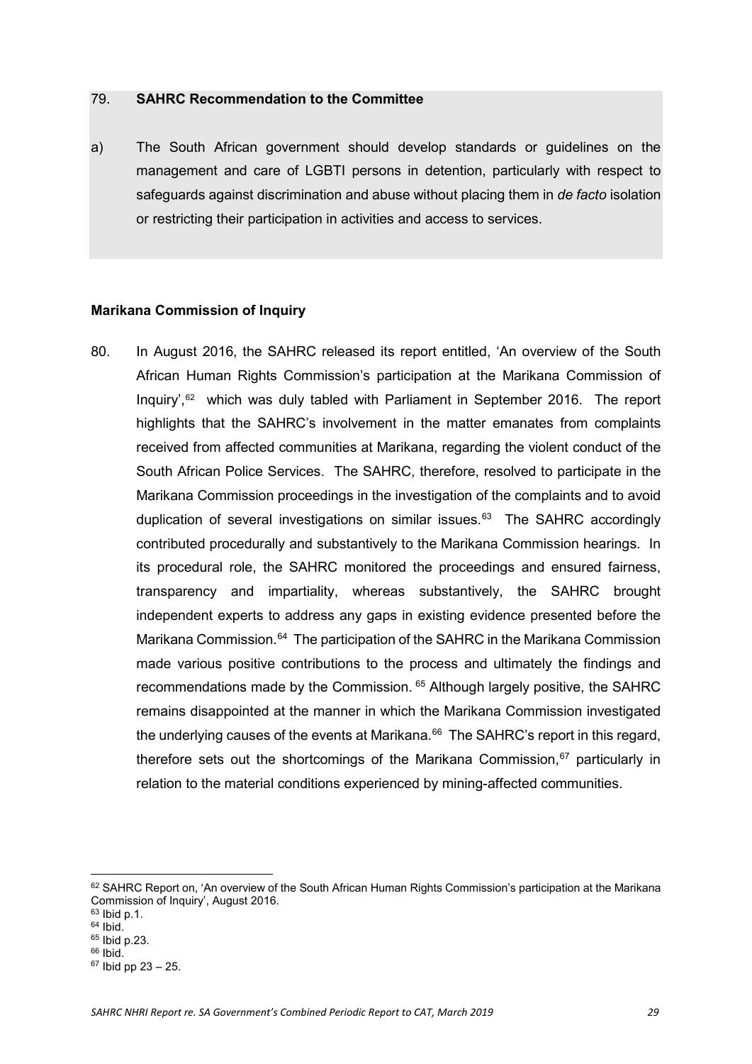79. **SAHRC Recommendation to the Committee**

a) The South African government should develop standards or guidelines on the management and care of LGBTI persons in detention, particularly with respect to safeguards against discrimination and abuse without placing them in *de facto* isolation or restricting their participation in activities and access to services.

**Marikana Commission of Inquiry**

80. In August 2016, the SAHRC released its report entitled, 'An overview of the South African Human Rights Commission's participation at the Marikana Commission of Inquiry',[62] which was duly tabled with Parliament in September 2016. The report highlights that the SAHRC's involvement in the matter emanates from complaints received from affected communities at Marikana, regarding the violent conduct of the South African Police Services. The SAHRC, therefore, resolved to participate in the Marikana Commission proceedings in the investigation of the complaints and to avoid duplication of several investigations on similar issues.[63] The SAHRC accordingly contributed procedurally and substantively to the Marikana Commission hearings. In its procedural role, the SAHRC monitored the proceedings and ensured fairness, transparency and impartiality, whereas substantively, the SAHRC brought independent experts to address any gaps in existing evidence presented before the Marikana Commission.[64] The participation of the SAHRC in the Marikana Commission made various positive contributions to the process and ultimately the findings and recommendations made by the Commission.[65] Although largely positive, the SAHRC remains disappointed at the manner in which the Marikana Commission investigated the underlying causes of the events at Marikana.[66] The SAHRC's report in this regard, therefore sets out the shortcomings of the Marikana Commission,[67] particularly in relation to the material conditions experienced by mining-affected communities.

[62] SAHRC Report on, 'An overview of the South African Human Rights Commission's participation at the Marikana Commission of Inquiry', August 2016.
[63] Ibid p.1.
[64] Ibid.
[65] Ibid p.23.
[66] Ibid.
[67] Ibid pp 23 – 25.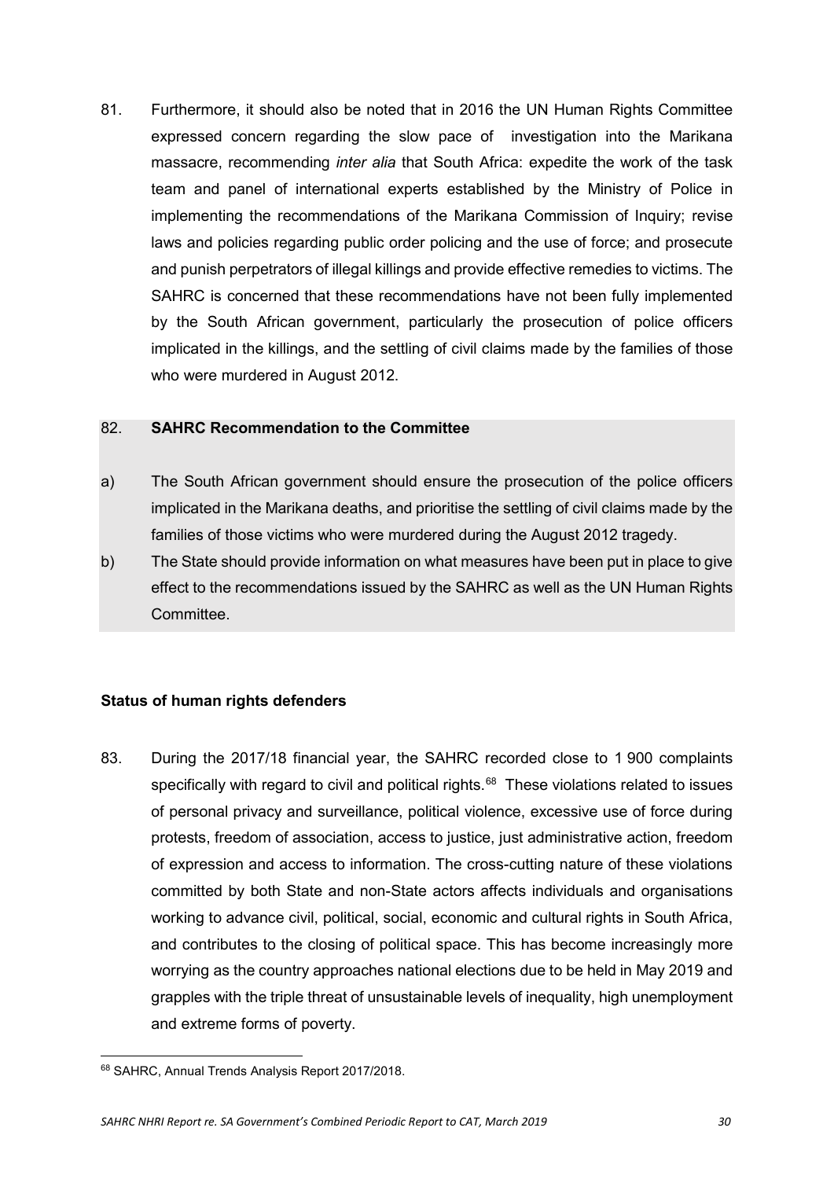81. Furthermore, it should also be noted that in 2016 the UN Human Rights Committee expressed concern regarding the slow pace of investigation into the Marikana massacre, recommending *inter alia* that South Africa: expedite the work of the task team and panel of international experts established by the Ministry of Police in implementing the recommendations of the Marikana Commission of Inquiry; revise laws and policies regarding public order policing and the use of force; and prosecute and punish perpetrators of illegal killings and provide effective remedies to victims. The SAHRC is concerned that these recommendations have not been fully implemented by the South African government, particularly the prosecution of police officers implicated in the killings, and the settling of civil claims made by the families of those who were murdered in August 2012.

82. **SAHRC Recommendation to the Committee**

a) The South African government should ensure the prosecution of the police officers implicated in the Marikana deaths, and prioritise the settling of civil claims made by the families of those victims who were murdered during the August 2012 tragedy.

b) The State should provide information on what measures have been put in place to give effect to the recommendations issued by the SAHRC as well as the UN Human Rights Committee.

**Status of human rights defenders**

83. During the 2017/18 financial year, the SAHRC recorded close to 1 900 complaints specifically with regard to civil and political rights.[68] These violations related to issues of personal privacy and surveillance, political violence, excessive use of force during protests, freedom of association, access to justice, just administrative action, freedom of expression and access to information. The cross-cutting nature of these violations committed by both State and non-State actors affects individuals and organisations working to advance civil, political, social, economic and cultural rights in South Africa, and contributes to the closing of political space. This has become increasingly more worrying as the country approaches national elections due to be held in May 2019 and grapples with the triple threat of unsustainable levels of inequality, high unemployment and extreme forms of poverty.

[68] SAHRC, Annual Trends Analysis Report 2017/2018.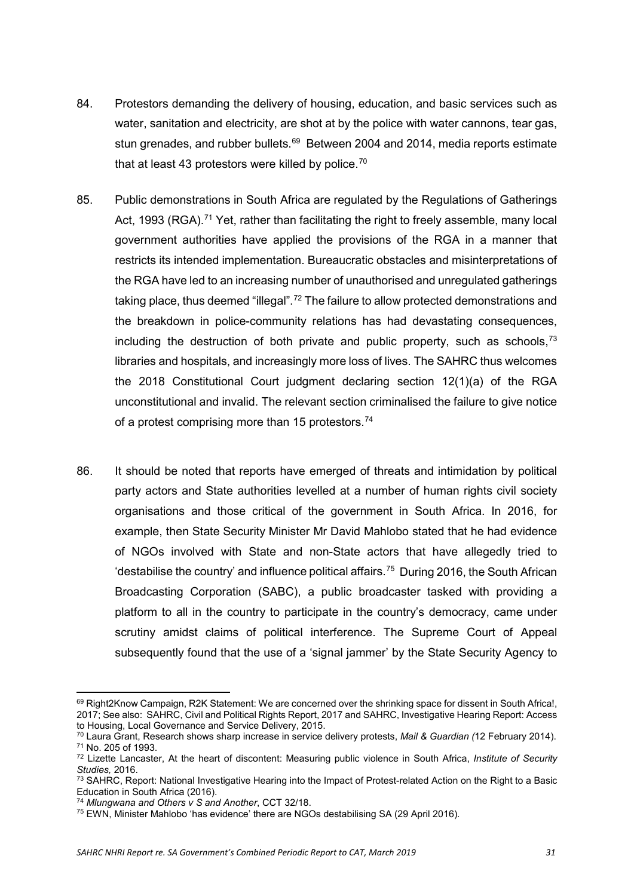84. Protestors demanding the delivery of housing, education, and basic services such as water, sanitation and electricity, are shot at by the police with water cannons, tear gas, stun grenades, and rubber bullets.[69] Between 2004 and 2014, media reports estimate that at least 43 protestors were killed by police.[70]

85. Public demonstrations in South Africa are regulated by the Regulations of Gatherings Act, 1993 (RGA).[71] Yet, rather than facilitating the right to freely assemble, many local government authorities have applied the provisions of the RGA in a manner that restricts its intended implementation. Bureaucratic obstacles and misinterpretations of the RGA have led to an increasing number of unauthorised and unregulated gatherings taking place, thus deemed "illegal".[72] The failure to allow protected demonstrations and the breakdown in police-community relations has had devastating consequences, including the destruction of both private and public property, such as schools,[73] libraries and hospitals, and increasingly more loss of lives. The SAHRC thus welcomes the 2018 Constitutional Court judgment declaring section 12(1)(a) of the RGA unconstitutional and invalid. The relevant section criminalised the failure to give notice of a protest comprising more than 15 protestors.[74]

86. It should be noted that reports have emerged of threats and intimidation by political party actors and State authorities levelled at a number of human rights civil society organisations and those critical of the government in South Africa. In 2016, for example, then State Security Minister Mr David Mahlobo stated that he had evidence of NGOs involved with State and non-State actors that have allegedly tried to 'destabilise the country' and influence political affairs.[75] During 2016, the South African Broadcasting Corporation (SABC), a public broadcaster tasked with providing a platform to all in the country to participate in the country's democracy, came under scrutiny amidst claims of political interference. The Supreme Court of Appeal subsequently found that the use of a 'signal jammer' by the State Security Agency to

---

[69] Right2Know Campaign, R2K Statement: We are concerned over the shrinking space for dissent in South Africa!, 2017; See also: SAHRC, Civil and Political Rights Report, 2017 and SAHRC, Investigative Hearing Report: Access to Housing, Local Governance and Service Delivery, 2015.

[70] Laura Grant, Research shows sharp increase in service delivery protests, *Mail & Guardian (*12 February 2014).

[71] No. 205 of 1993.

[72] Lizette Lancaster, At the heart of discontent: Measuring public violence in South Africa, *Institute of Security Studies,* 2016.

[73] SAHRC, Report: National Investigative Hearing into the Impact of Protest-related Action on the Right to a Basic Education in South Africa (2016).

[74] *Mlungwana and Others v S and Another*, CCT 32/18.

[75] EWN, Minister Mahlobo 'has evidence' there are NGOs destabilising SA (29 April 2016).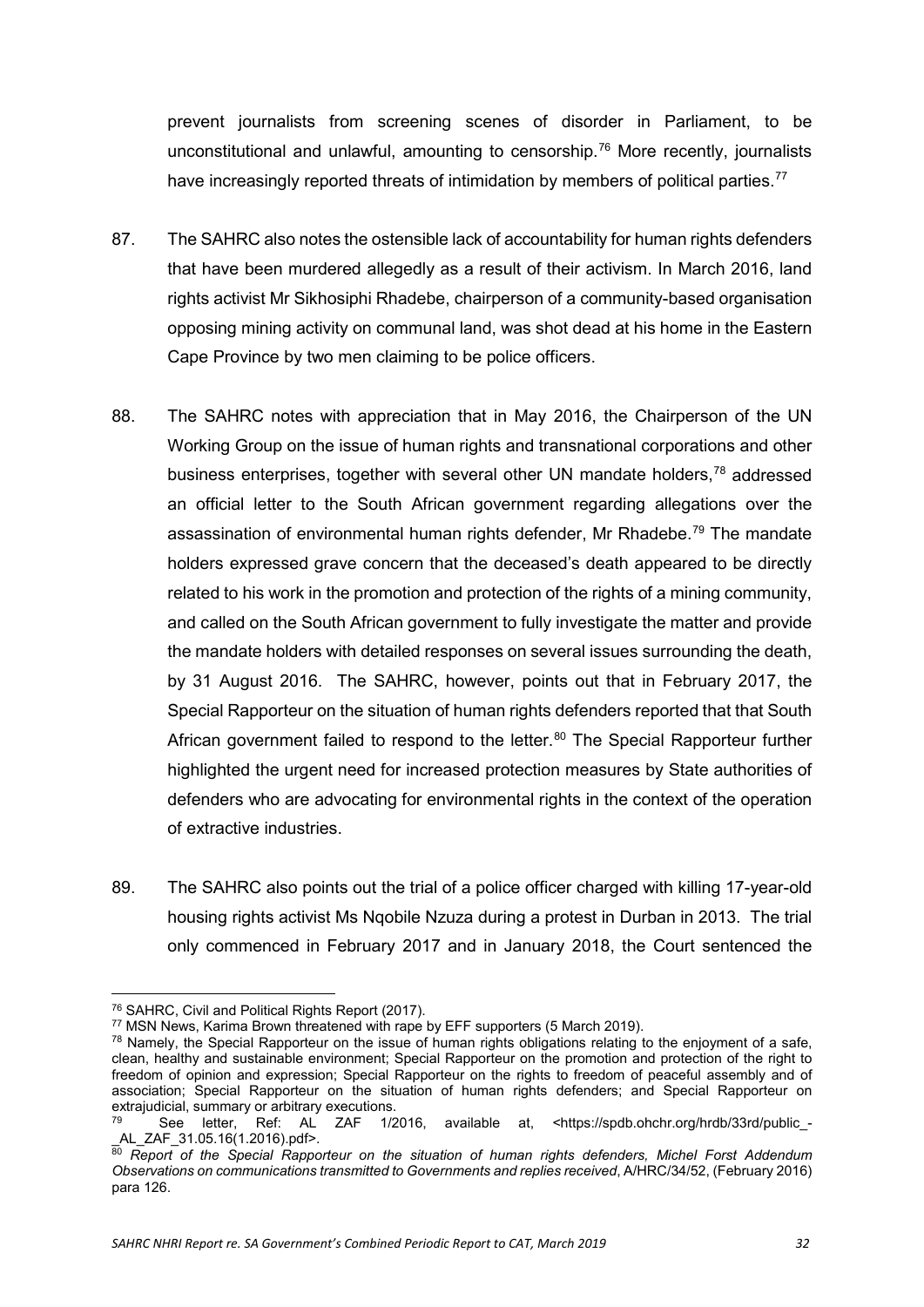prevent journalists from screening scenes of disorder in Parliament, to be unconstitutional and unlawful, amounting to censorship.[76] More recently, journalists have increasingly reported threats of intimidation by members of political parties.[77]

87. The SAHRC also notes the ostensible lack of accountability for human rights defenders that have been murdered allegedly as a result of their activism. In March 2016, land rights activist Mr Sikhosiphi Rhadebe, chairperson of a community-based organisation opposing mining activity on communal land, was shot dead at his home in the Eastern Cape Province by two men claiming to be police officers.

88. The SAHRC notes with appreciation that in May 2016, the Chairperson of the UN Working Group on the issue of human rights and transnational corporations and other business enterprises, together with several other UN mandate holders,[78] addressed an official letter to the South African government regarding allegations over the assassination of environmental human rights defender, Mr Rhadebe.[79] The mandate holders expressed grave concern that the deceased's death appeared to be directly related to his work in the promotion and protection of the rights of a mining community, and called on the South African government to fully investigate the matter and provide the mandate holders with detailed responses on several issues surrounding the death, by 31 August 2016. The SAHRC, however, points out that in February 2017, the Special Rapporteur on the situation of human rights defenders reported that that South African government failed to respond to the letter.[80] The Special Rapporteur further highlighted the urgent need for increased protection measures by State authorities of defenders who are advocating for environmental rights in the context of the operation of extractive industries.

89. The SAHRC also points out the trial of a police officer charged with killing 17-year-old housing rights activist Ms Nqobile Nzuza during a protest in Durban in 2013. The trial only commenced in February 2017 and in January 2018, the Court sentenced the

---

[76] SAHRC, Civil and Political Rights Report (2017).

[77] MSN News, Karima Brown threatened with rape by EFF supporters (5 March 2019).

[78] Namely, the Special Rapporteur on the issue of human rights obligations relating to the enjoyment of a safe, clean, healthy and sustainable environment; Special Rapporteur on the promotion and protection of the right to freedom of opinion and expression; Special Rapporteur on the rights to freedom of peaceful assembly and of association; Special Rapporteur on the situation of human rights defenders; and Special Rapporteur on extrajudicial, summary or arbitrary executions.

[79] See letter, Ref: AL ZAF 1/2016, available at, <https://spdb.ohchr.org/hrdb/33rd/public_-_AL_ZAF_31.05.16(1.2016).pdf>.

[80] *Report of the Special Rapporteur on the situation of human rights defenders, Michel Forst Addendum Observations on communications transmitted to Governments and replies received*, A/HRC/34/52, (February 2016) para 126.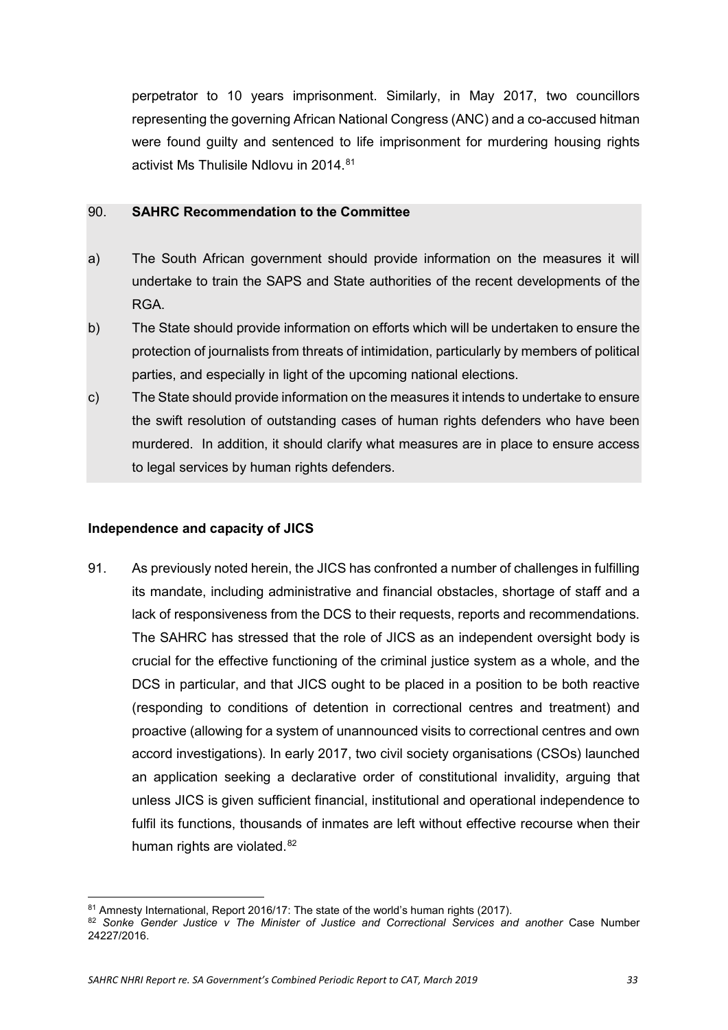perpetrator to 10 years imprisonment. Similarly, in May 2017, two councillors representing the governing African National Congress (ANC) and a co-accused hitman were found guilty and sentenced to life imprisonment for murdering housing rights activist Ms Thulisile Ndlovu in 2014.[81]

90. **SAHRC Recommendation to the Committee**

a) The South African government should provide information on the measures it will undertake to train the SAPS and State authorities of the recent developments of the RGA.

b) The State should provide information on efforts which will be undertaken to ensure the protection of journalists from threats of intimidation, particularly by members of political parties, and especially in light of the upcoming national elections.

c) The State should provide information on the measures it intends to undertake to ensure the swift resolution of outstanding cases of human rights defenders who have been murdered. In addition, it should clarify what measures are in place to ensure access to legal services by human rights defenders.

**Independence and capacity of JICS**

91. As previously noted herein, the JICS has confronted a number of challenges in fulfilling its mandate, including administrative and financial obstacles, shortage of staff and a lack of responsiveness from the DCS to their requests, reports and recommendations. The SAHRC has stressed that the role of JICS as an independent oversight body is crucial for the effective functioning of the criminal justice system as a whole, and the DCS in particular, and that JICS ought to be placed in a position to be both reactive (responding to conditions of detention in correctional centres and treatment) and proactive (allowing for a system of unannounced visits to correctional centres and own accord investigations). In early 2017, two civil society organisations (CSOs) launched an application seeking a declarative order of constitutional invalidity, arguing that unless JICS is given sufficient financial, institutional and operational independence to fulfil its functions, thousands of inmates are left without effective recourse when their human rights are violated.[82]

---

[81] Amnesty International, Report 2016/17: The state of the world's human rights (2017).

[82] *Sonke Gender Justice v The Minister of Justice and Correctional Services and another* Case Number 24227/2016.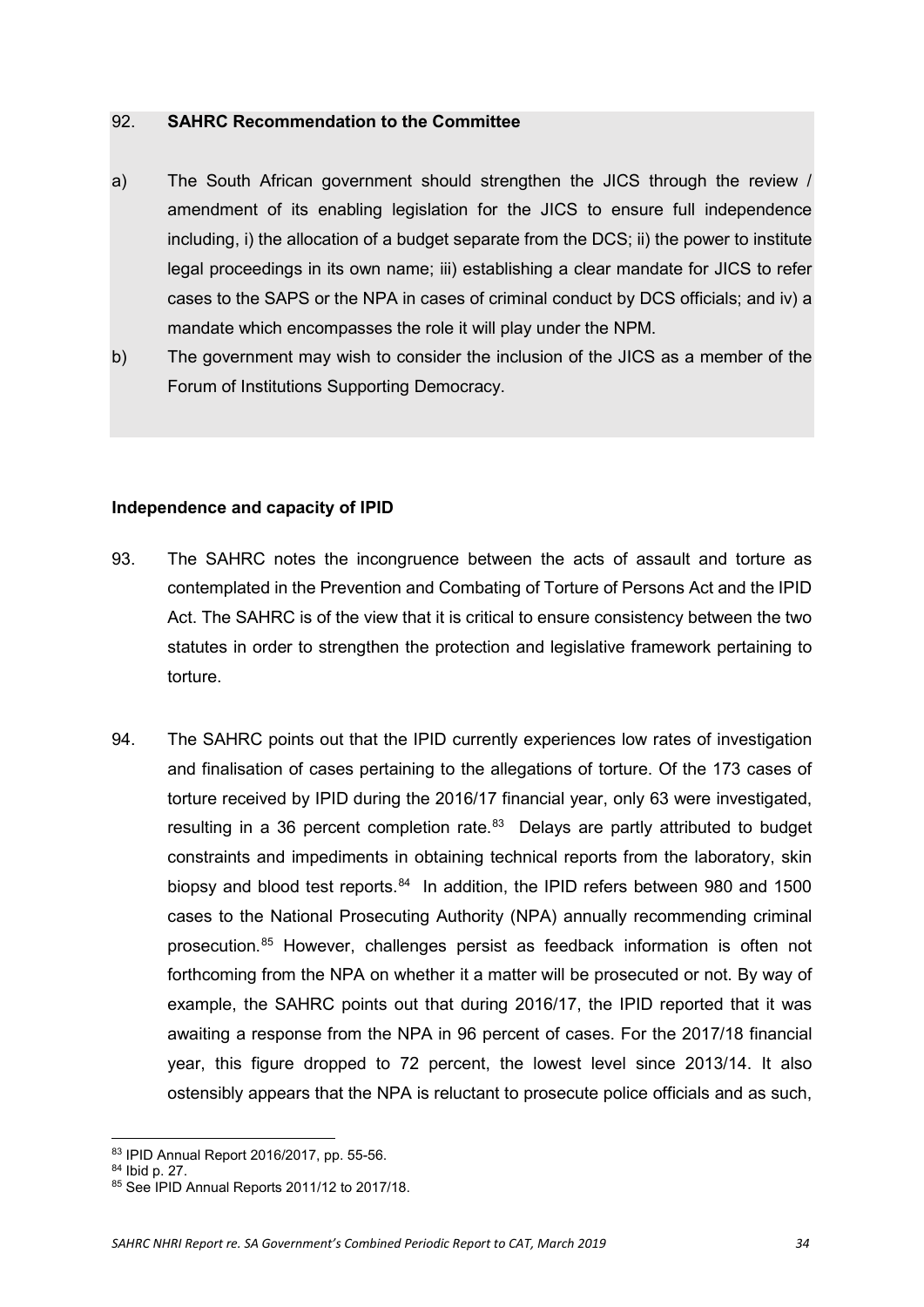92. **SAHRC Recommendation to the Committee**

a) The South African government should strengthen the JICS through the review / amendment of its enabling legislation for the JICS to ensure full independence including, i) the allocation of a budget separate from the DCS; ii) the power to institute legal proceedings in its own name; iii) establishing a clear mandate for JICS to refer cases to the SAPS or the NPA in cases of criminal conduct by DCS officials; and iv) a mandate which encompasses the role it will play under the NPM.

b) The government may wish to consider the inclusion of the JICS as a member of the Forum of Institutions Supporting Democracy.

**Independence and capacity of IPID**

93. The SAHRC notes the incongruence between the acts of assault and torture as contemplated in the Prevention and Combating of Torture of Persons Act and the IPID Act. The SAHRC is of the view that it is critical to ensure consistency between the two statutes in order to strengthen the protection and legislative framework pertaining to torture.

94. The SAHRC points out that the IPID currently experiences low rates of investigation and finalisation of cases pertaining to the allegations of torture. Of the 173 cases of torture received by IPID during the 2016/17 financial year, only 63 were investigated, resulting in a 36 percent completion rate.[83] Delays are partly attributed to budget constraints and impediments in obtaining technical reports from the laboratory, skin biopsy and blood test reports.[84] In addition, the IPID refers between 980 and 1500 cases to the National Prosecuting Authority (NPA) annually recommending criminal prosecution.[85] However, challenges persist as feedback information is often not forthcoming from the NPA on whether it a matter will be prosecuted or not. By way of example, the SAHRC points out that during 2016/17, the IPID reported that it was awaiting a response from the NPA in 96 percent of cases. For the 2017/18 financial year, this figure dropped to 72 percent, the lowest level since 2013/14. It also ostensibly appears that the NPA is reluctant to prosecute police officials and as such,

---

[83] IPID Annual Report 2016/2017, pp. 55-56.

[84] Ibid p. 27.

[85] See IPID Annual Reports 2011/12 to 2017/18.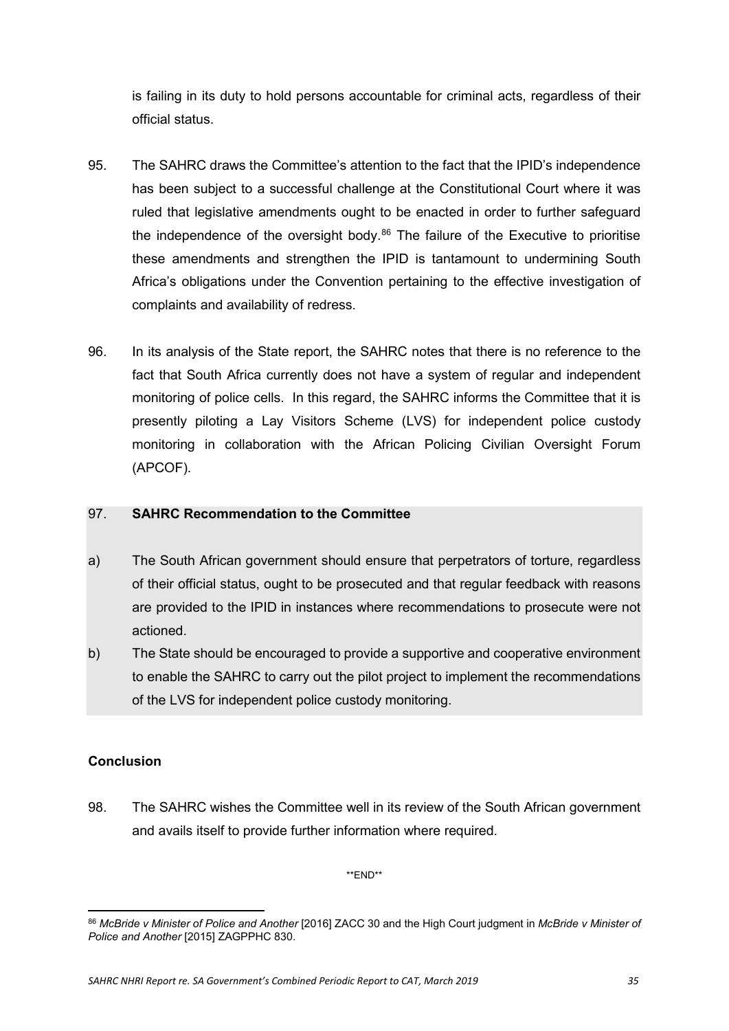is failing in its duty to hold persons accountable for criminal acts, regardless of their official status.

95. The SAHRC draws the Committee's attention to the fact that the IPID's independence has been subject to a successful challenge at the Constitutional Court where it was ruled that legislative amendments ought to be enacted in order to further safeguard the independence of the oversight body.[86] The failure of the Executive to prioritise these amendments and strengthen the IPID is tantamount to undermining South Africa's obligations under the Convention pertaining to the effective investigation of complaints and availability of redress.

96. In its analysis of the State report, the SAHRC notes that there is no reference to the fact that South Africa currently does not have a system of regular and independent monitoring of police cells. In this regard, the SAHRC informs the Committee that it is presently piloting a Lay Visitors Scheme (LVS) for independent police custody monitoring in collaboration with the African Policing Civilian Oversight Forum (APCOF).

97. **SAHRC Recommendation to the Committee**

a) The South African government should ensure that perpetrators of torture, regardless of their official status, ought to be prosecuted and that regular feedback with reasons are provided to the IPID in instances where recommendations to prosecute were not actioned.

b) The State should be encouraged to provide a supportive and cooperative environment to enable the SAHRC to carry out the pilot project to implement the recommendations of the LVS for independent police custody monitoring.

**Conclusion**

98. The SAHRC wishes the Committee well in its review of the South African government and avails itself to provide further information where required.

**END**

[86] *McBride v Minister of Police and Another* [2016] ZACC 30 and the High Court judgment in *McBride v Minister of Police and Another* [2015] ZAGPPHC 830.